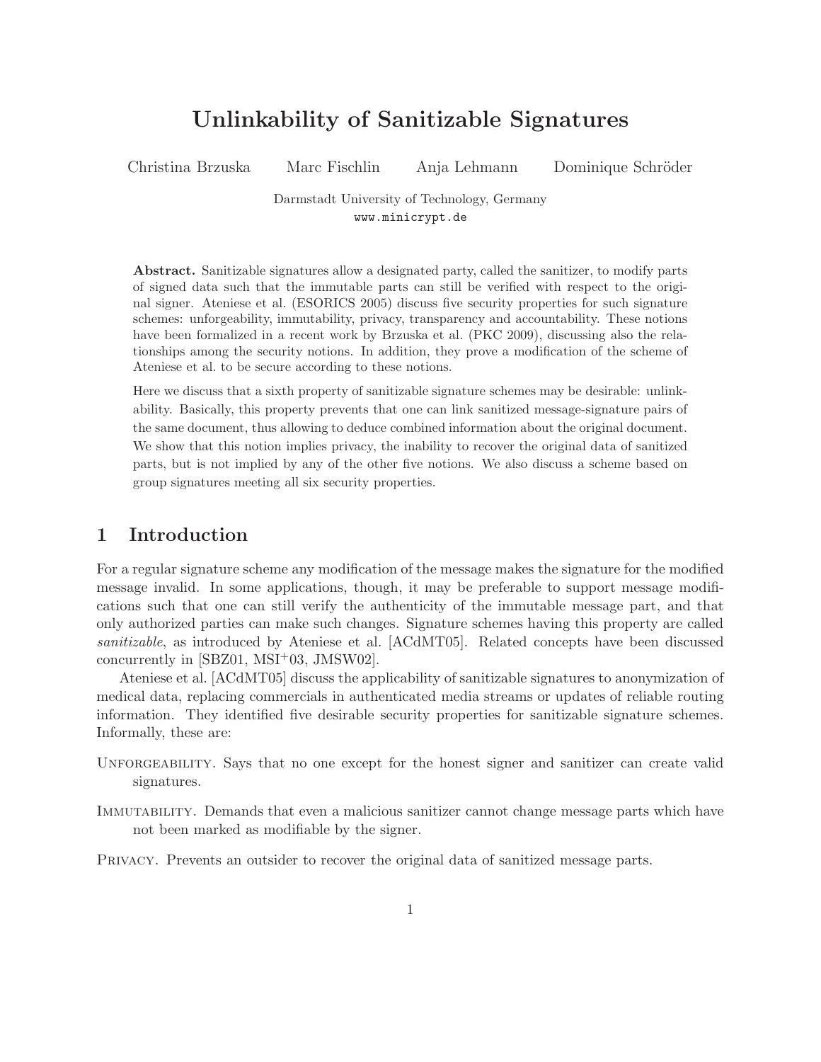# Unlinkability of Sanitizable Signatures

Christina Brzuska Marc Fischlin Anja Lehmann Dominique Schröder

Darmstadt University of Technology, Germany
www.minicrypt.de

**Abstract.** Sanitizable signatures allow a designated party, called the sanitizer, to modify parts of signed data such that the immutable parts can still be verified with respect to the original signer. Ateniese et al. (ESORICS 2005) discuss five security properties for such signature schemes: unforgeability, immutability, privacy, transparency and accountability. These notions have been formalized in a recent work by Brzuska et al. (PKC 2009), discussing also the relationships among the security notions. In addition, they prove a modification of the scheme of Ateniese et al. to be secure according to these notions.

Here we discuss that a sixth property of sanitizable signature schemes may be desirable: unlinkability. Basically, this property prevents that one can link sanitized message-signature pairs of the same document, thus allowing to deduce combined information about the original document. We show that this notion implies privacy, the inability to recover the original data of sanitized parts, but is not implied by any of the other five notions. We also discuss a scheme based on group signatures meeting all six security properties.

## 1 Introduction

For a regular signature scheme any modification of the message makes the signature for the modified message invalid. In some applications, though, it may be preferable to support message modifications such that one can still verify the authenticity of the immutable message part, and that only authorized parties can make such changes. Signature schemes having this property are called *sanitizable*, as introduced by Ateniese et al. [ACdMT05]. Related concepts have been discussed concurrently in [SBZ01, MSI+03, JMSW02].

Ateniese et al. [ACdMT05] discuss the applicability of sanitizable signatures to anonymization of medical data, replacing commercials in authenticated media streams or updates of reliable routing information. They identified five desirable security properties for sanitizable signature schemes. Informally, these are:

Unforgeability. Says that no one except for the honest signer and sanitizer can create valid signatures.

Immutability. Demands that even a malicious sanitizer cannot change message parts which have not been marked as modifiable by the signer.

Privacy. Prevents an outsider to recover the original data of sanitized message parts.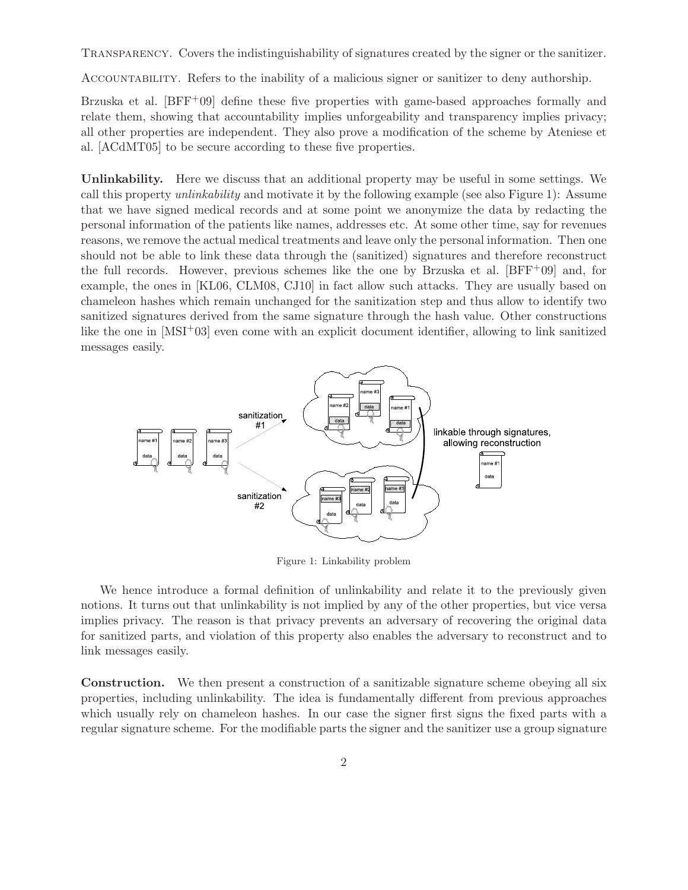Transparency. Covers the indistinguishability of signatures created by the signer or the sanitizer.

Accountability. Refers to the inability of a malicious signer or sanitizer to deny authorship.

Brzuska et al. [BFF+09] define these five properties with game-based approaches formally and relate them, showing that accountability implies unforgeability and transparency implies privacy; all other properties are independent. They also prove a modification of the scheme by Ateniese et al. [ACdMT05] to be secure according to these five properties.

**Unlinkability.** Here we discuss that an additional property may be useful in some settings. We call this property *unlinkability* and motivate it by the following example (see also Figure 1): Assume that we have signed medical records and at some point we anonymize the data by redacting the personal information of the patients like names, addresses etc. At some other time, say for revenues reasons, we remove the actual medical treatments and leave only the personal information. Then one should not be able to link these data through the (sanitized) signatures and therefore reconstruct the full records. However, previous schemes like the one by Brzuska et al. [BFF+09] and, for example, the ones in [KL06, CLM08, CJ10] in fact allow such attacks. They are usually based on chameleon hashes which remain unchanged for the sanitization step and thus allow to identify two sanitized signatures derived from the same signature through the hash value. Other constructions like the one in [MSI+03] even come with an explicit document identifier, allowing to link sanitized messages easily.

Figure 1: Linkability problem

We hence introduce a formal definition of unlinkability and relate it to the previously given notions. It turns out that unlinkability is not implied by any of the other properties, but vice versa implies privacy. The reason is that privacy prevents an adversary of recovering the original data for sanitized parts, and violation of this property also enables the adversary to reconstruct and to link messages easily.

**Construction.** We then present a construction of a sanitizable signature scheme obeying all six properties, including unlinkability. The idea is fundamentally different from previous approaches which usually rely on chameleon hashes. In our case the signer first signs the fixed parts with a regular signature scheme. For the modifiable parts the signer and the sanitizer use a group signature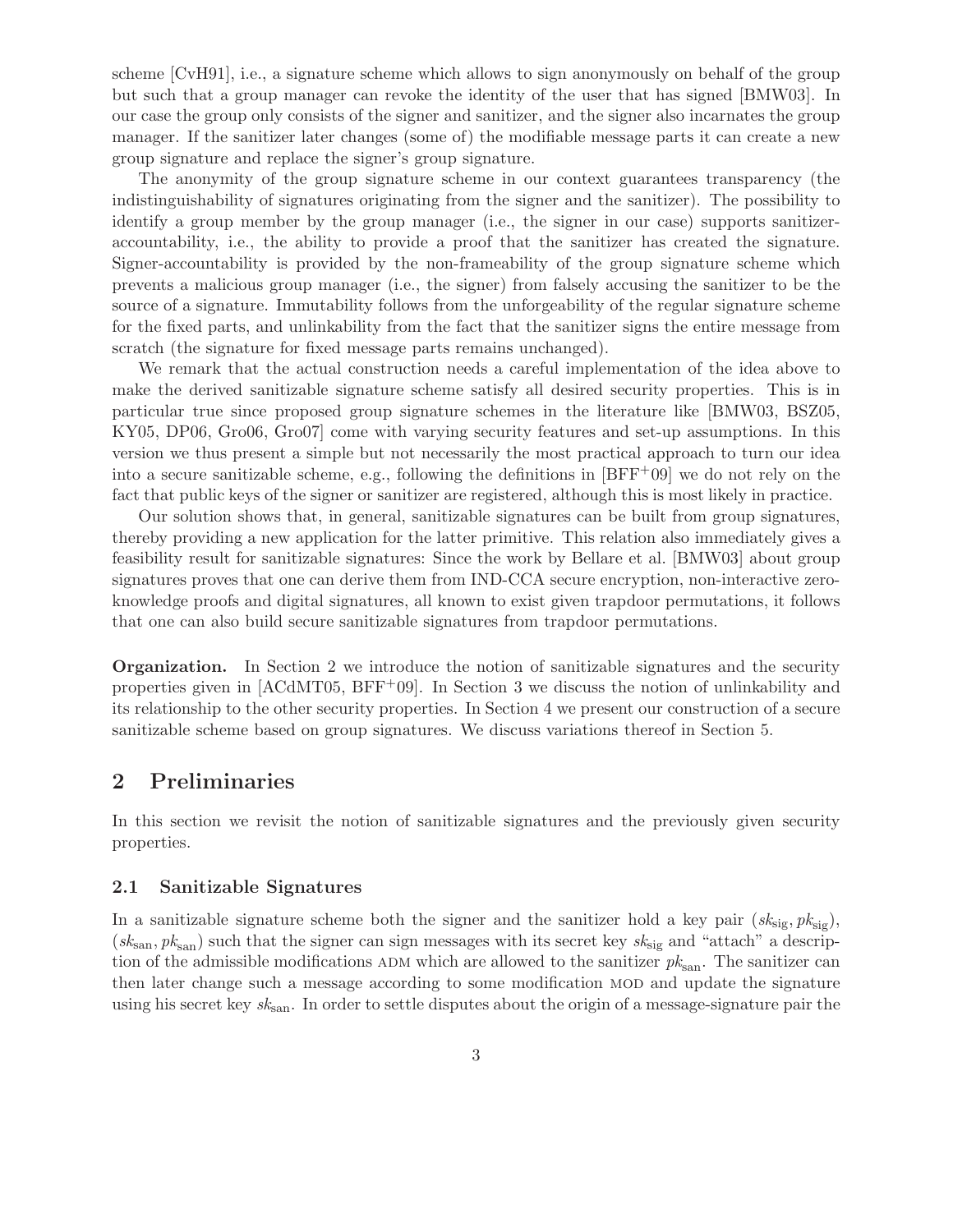scheme [CvH91], i.e., a signature scheme which allows to sign anonymously on behalf of the group but such that a group manager can revoke the identity of the user that has signed [BMW03]. In our case the group only consists of the signer and sanitizer, and the signer also incarnates the group manager. If the sanitizer later changes (some of) the modifiable message parts it can create a new group signature and replace the signer's group signature.

The anonymity of the group signature scheme in our context guarantees transparency (the indistinguishability of signatures originating from the signer and the sanitizer). The possibility to identify a group member by the group manager (i.e., the signer in our case) supports sanitizer-accountability, i.e., the ability to provide a proof that the sanitizer has created the signature. Signer-accountability is provided by the non-frameability of the group signature scheme which prevents a malicious group manager (i.e., the signer) from falsely accusing the sanitizer to be the source of a signature. Immutability follows from the unforgeability of the regular signature scheme for the fixed parts, and unlinkability from the fact that the sanitizer signs the entire message from scratch (the signature for fixed message parts remains unchanged).

We remark that the actual construction needs a careful implementation of the idea above to make the derived sanitizable signature scheme satisfy all desired security properties. This is in particular true since proposed group signature schemes in the literature like [BMW03, BSZ05, KY05, DP06, Gro06, Gro07] come with varying security features and set-up assumptions. In this version we thus present a simple but not necessarily the most practical approach to turn our idea into a secure sanitizable scheme, e.g., following the definitions in [BFF$^+$09] we do not rely on the fact that public keys of the signer or sanitizer are registered, although this is most likely in practice.

Our solution shows that, in general, sanitizable signatures can be built from group signatures, thereby providing a new application for the latter primitive. This relation also immediately gives a feasibility result for sanitizable signatures: Since the work by Bellare et al. [BMW03] about group signatures proves that one can derive them from IND-CCA secure encryption, non-interactive zero-knowledge proofs and digital signatures, all known to exist given trapdoor permutations, it follows that one can also build secure sanitizable signatures from trapdoor permutations.

**Organization.** In Section 2 we introduce the notion of sanitizable signatures and the security properties given in [ACdMT05, BFF$^+$09]. In Section 3 we discuss the notion of unlinkability and its relationship to the other security properties. In Section 4 we present our construction of a secure sanitizable scheme based on group signatures. We discuss variations thereof in Section 5.

## 2 Preliminaries

In this section we revisit the notion of sanitizable signatures and the previously given security properties.

### 2.1 Sanitizable Signatures

In a sanitizable signature scheme both the signer and the sanitizer hold a key pair $(sk_{\mathrm{sig}}, pk_{\mathrm{sig}})$, $(sk_{\mathrm{san}}, pk_{\mathrm{san}})$ such that the signer can sign messages with its secret key $sk_{\mathrm{sig}}$ and "attach" a description of the admissible modifications $\textsc{adm}$ which are allowed to the sanitizer $pk_{\mathrm{san}}$. The sanitizer can then later change such a message according to some modification $\textsc{mod}$ and update the signature using his secret key $sk_{\mathrm{san}}$. In order to settle disputes about the origin of a message-signature pair the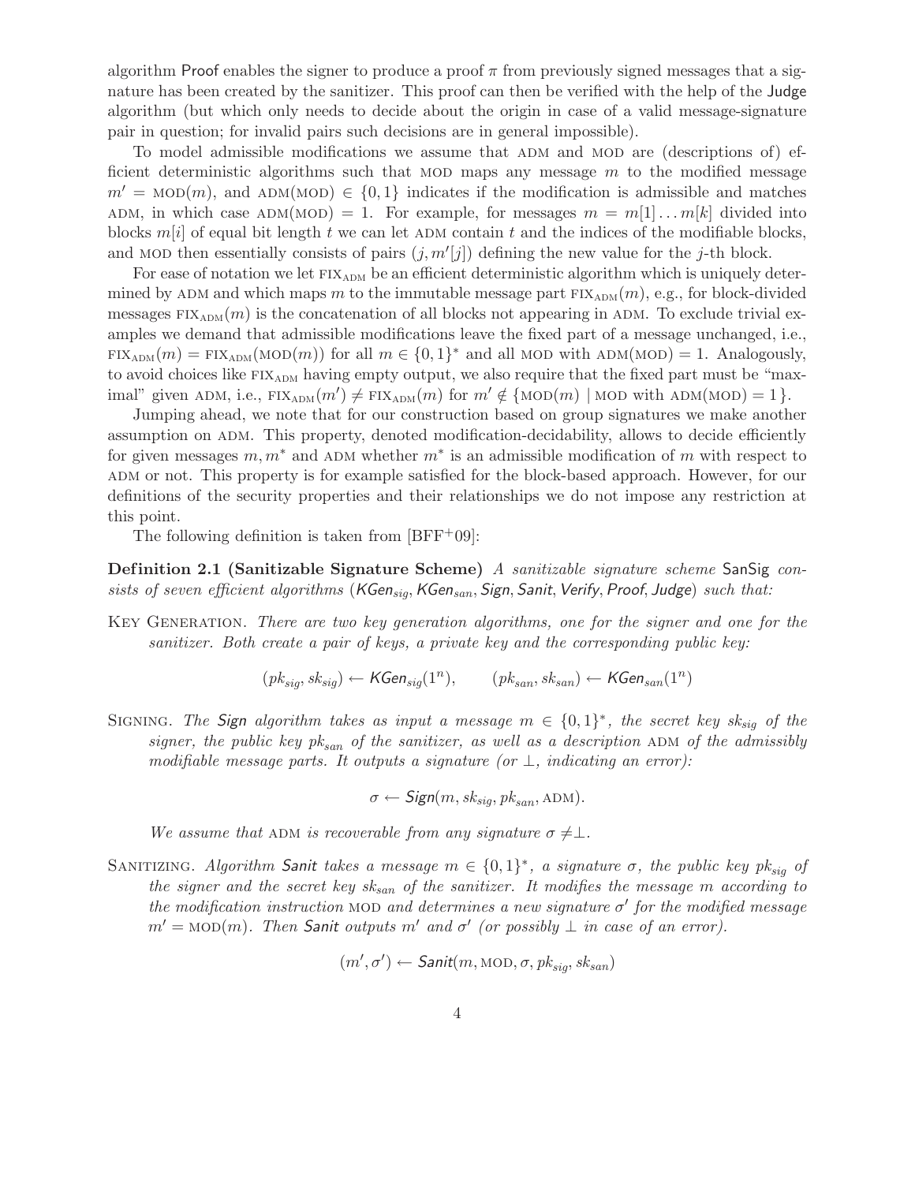algorithm Proof enables the signer to produce a proof $\pi$ from previously signed messages that a signature has been created by the sanitizer. This proof can then be verified with the help of the Judge algorithm (but which only needs to decide about the origin in case of a valid message-signature pair in question; for invalid pairs such decisions are in general impossible).

To model admissible modifications we assume that ADM and MOD are (descriptions of) efficient deterministic algorithms such that MOD maps any message $m$ to the modified message $m' = \text{MOD}(m)$, and $\text{ADM}(\text{MOD}) \in \{0,1\}$ indicates if the modification is admissible and matches ADM, in which case $\text{ADM}(\text{MOD}) = 1$. For example, for messages $m = m[1] \dots m[k]$ divided into blocks $m[i]$ of equal bit length $t$ we can let ADM contain $t$ and the indices of the modifiable blocks, and MOD then essentially consists of pairs $(j, m'[j])$ defining the new value for the $j$-th block.

For ease of notation we let $\text{FIX}_{\text{ADM}}$ be an efficient deterministic algorithm which is uniquely determined by ADM and which maps $m$ to the immutable message part $\text{FIX}_{\text{ADM}}(m)$, e.g., for block-divided messages $\text{FIX}_{\text{ADM}}(m)$ is the concatenation of all blocks not appearing in ADM. To exclude trivial examples we demand that admissible modifications leave the fixed part of a message unchanged, i.e., $\text{FIX}_{\text{ADM}}(m) = \text{FIX}_{\text{ADM}}(\text{MOD}(m))$ for all $m \in \{0,1\}^*$ and all MOD with $\text{ADM}(\text{MOD}) = 1$. Analogously, to avoid choices like $\text{FIX}_{\text{ADM}}$ having empty output, we also require that the fixed part must be "maximal" given ADM, i.e., $\text{FIX}_{\text{ADM}}(m') \neq \text{FIX}_{\text{ADM}}(m)$ for $m' \notin \{\text{MOD}(m) \mid \text{MOD with } \text{ADM}(\text{MOD}) = 1\}$.

Jumping ahead, we note that for our construction based on group signatures we make another assumption on ADM. This property, denoted modification-decidability, allows to decide efficiently for given messages $m, m^*$ and ADM whether $m^*$ is an admissible modification of $m$ with respect to ADM or not. This property is for example satisfied for the block-based approach. However, for our definitions of the security properties and their relationships we do not impose any restriction at this point.

The following definition is taken from [BFF+09]:

**Definition 2.1 (Sanitizable Signature Scheme)** *A sanitizable signature scheme* SanSig *consists of seven efficient algorithms* ($\textit{KGen}_{sig}$, $\textit{KGen}_{san}$, *Sign*, *Sanit*, *Verify*, *Proof*, *Judge*) *such that:*

KEY GENERATION. *There are two key generation algorithms, one for the signer and one for the sanitizer. Both create a pair of keys, a private key and the corresponding public key:*

$$(pk_{sig}, sk_{sig}) \leftarrow \textit{KGen}_{sig}(1^n), \qquad (pk_{san}, sk_{san}) \leftarrow \textit{KGen}_{san}(1^n)$$

SIGNING. *The* Sign *algorithm takes as input a message* $m \in \{0,1\}^*$, *the secret key* $sk_{sig}$ *of the signer, the public key* $pk_{san}$ *of the sanitizer, as well as a description* ADM *of the admissibly modifiable message parts. It outputs a signature (or* $\perp$*, indicating an error):*

$$\sigma \leftarrow \textit{Sign}(m, sk_{sig}, pk_{san}, \text{ADM}).$$

*We assume that* ADM *is recoverable from any signature* $\sigma \neq \perp$.

SANITIZING. *Algorithm* Sanit *takes a message* $m \in \{0,1\}^*$, *a signature* $\sigma$, *the public key* $pk_{sig}$ *of the signer and the secret key* $sk_{san}$ *of the sanitizer. It modifies the message* $m$ *according to the modification instruction* MOD *and determines a new signature* $\sigma'$ *for the modified message* $m' = \text{MOD}(m)$. *Then* Sanit *outputs* $m'$ *and* $\sigma'$ *(or possibly* $\perp$ *in case of an error).*

$$(m', \sigma') \leftarrow \textit{Sanit}(m, \text{MOD}, \sigma, pk_{sig}, sk_{san})$$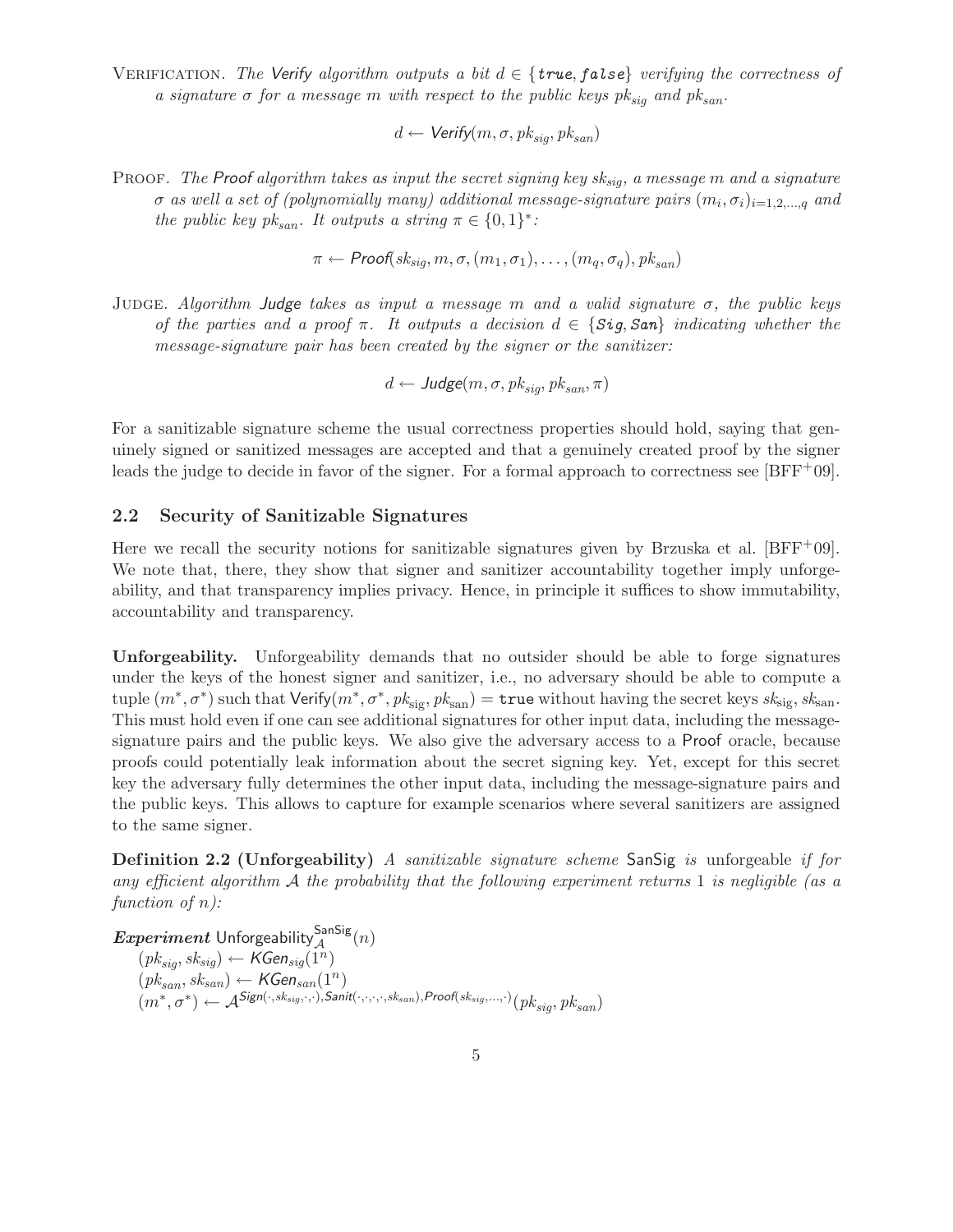Verification. *The* Verify *algorithm outputs a bit* $d \in \{\mathit{true}, \mathit{false}\}$ *verifying the correctness of a signature* $\sigma$ *for a message* $m$ *with respect to the public keys* $pk_{sig}$ *and* $pk_{san}$*.*

$$d \leftarrow \mathsf{Verify}(m, \sigma, pk_{sig}, pk_{san})$$

Proof. *The* Proof *algorithm takes as input the secret signing key* $sk_{sig}$*, a message* $m$ *and a signature* $\sigma$ *as well a set of (polynomially many) additional message-signature pairs* $(m_i, \sigma_i)_{i=1,2,\ldots,q}$ *and the public key* $pk_{san}$*. It outputs a string* $\pi \in \{0,1\}^*$*:*

$$\pi \leftarrow \mathsf{Proof}(sk_{sig}, m, \sigma, (m_1, \sigma_1), \ldots, (m_q, \sigma_q), pk_{san})$$

Judge. *Algorithm* **Judge** *takes as input a message* $m$ *and a valid signature* $\sigma$*, the public keys of the parties and a proof* $\pi$*. It outputs a decision* $d \in \{\mathit{Sig}, \mathit{San}\}$ *indicating whether the message-signature pair has been created by the signer or the sanitizer:*

$$d \leftarrow \mathsf{Judge}(m, \sigma, pk_{sig}, pk_{san}, \pi)$$

For a sanitizable signature scheme the usual correctness properties should hold, saying that genuinely signed or sanitized messages are accepted and that a genuinely created proof by the signer leads the judge to decide in favor of the signer. For a formal approach to correctness see [BFF+09].

## 2.2 Security of Sanitizable Signatures

Here we recall the security notions for sanitizable signatures given by Brzuska et al. [BFF+09]. We note that, there, they show that signer and sanitizer accountability together imply unforgeability, and that transparency implies privacy. Hence, in principle it suffices to show immutability, accountability and transparency.

**Unforgeability.** Unforgeability demands that no outsider should be able to forge signatures under the keys of the honest signer and sanitizer, i.e., no adversary should be able to compute a tuple $(m^*, \sigma^*)$ such that $\mathsf{Verify}(m^*, \sigma^*, pk_{\text{sig}}, pk_{\text{san}}) = \mathtt{true}$ without having the secret keys $sk_{\text{sig}}, sk_{\text{san}}$. This must hold even if one can see additional signatures for other input data, including the message-signature pairs and the public keys. We also give the adversary access to a Proof oracle, because proofs could potentially leak information about the secret signing key. Yet, except for this secret key the adversary fully determines the other input data, including the message-signature pairs and the public keys. This allows to capture for example scenarios where several sanitizers are assigned to the same signer.

**Definition 2.2 (Unforgeability)** *A sanitizable signature scheme* SanSig *is* unforgeable *if for any efficient algorithm* $\mathcal{A}$ *the probability that the following experiment returns* 1 *is negligible (as a function of* $n$*):*

***Experiment*** $\mathsf{Unforgeability}_{\mathcal{A}}^{\mathsf{SanSig}}(n)$
$(pk_{sig}, sk_{sig}) \leftarrow \mathsf{KGen}_{sig}(1^n)$
$(pk_{san}, sk_{san}) \leftarrow \mathsf{KGen}_{san}(1^n)$
$(m^*, \sigma^*) \leftarrow \mathcal{A}^{\mathsf{Sign}(\cdot, sk_{sig}, \cdot, \cdot), \mathsf{Sanit}(\cdot, \cdot, \cdot, \cdot, sk_{san}), \mathsf{Proof}(sk_{sig}, \ldots, \cdot)}(pk_{sig}, pk_{san})$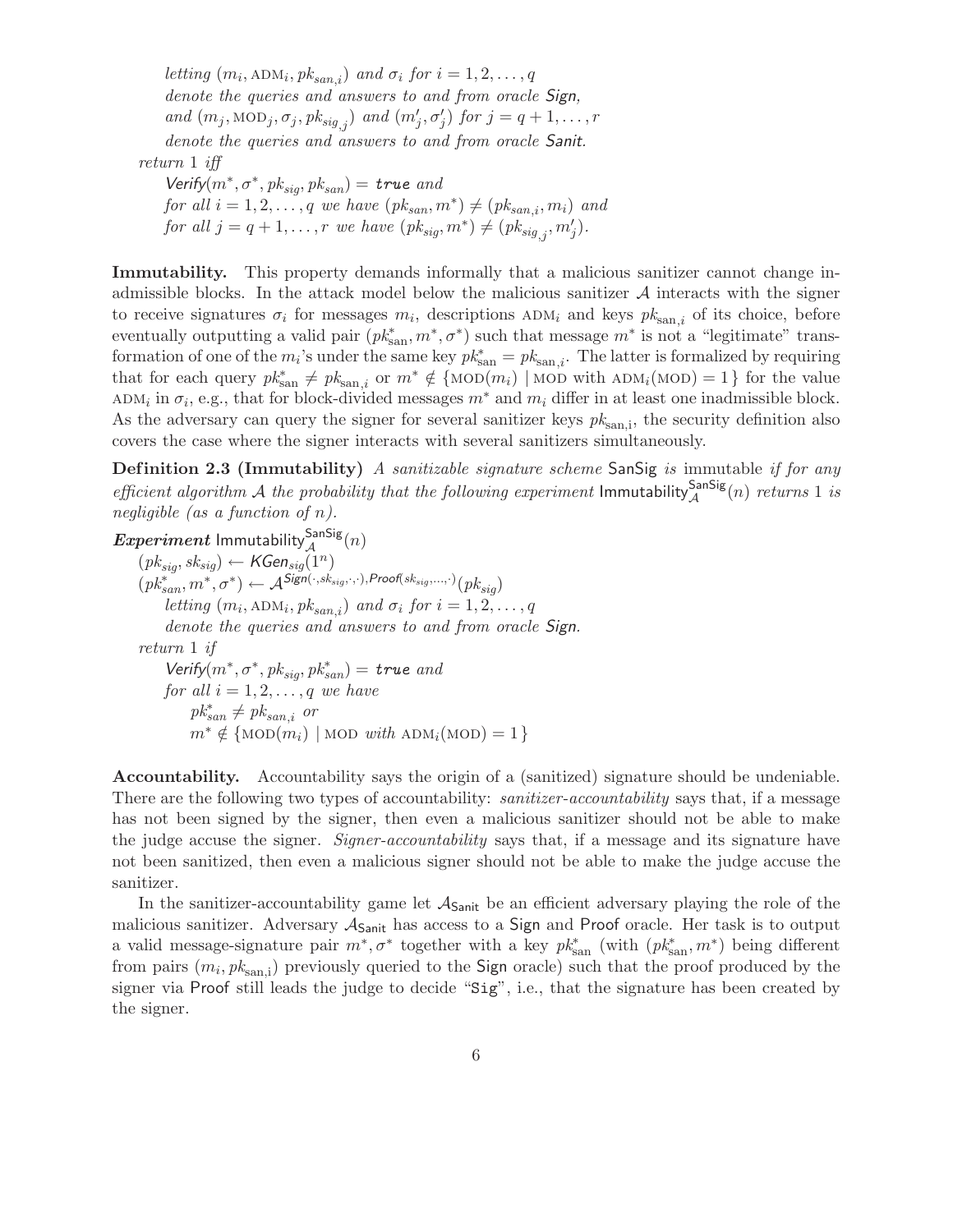*letting* $(m_i, \text{ADM}_i, pk_{san,i})$ *and* $\sigma_i$ *for* $i = 1, 2, \ldots, q$
*denote the queries and answers to and from oracle* $\textsf{Sign}$*,*
*and* $(m_j, \text{MOD}_j, \sigma_j, pk_{sig,j})$ *and* $(m'_j, \sigma'_j)$ *for* $j = q+1, \ldots, r$
*denote the queries and answers to and from oracle* $\textsf{Sanit}$*.*

*return* 1 *iff*
$\textsf{Verify}(m^*, \sigma^*, pk_{sig}, pk_{san}) = \textbf{true}$ *and*
*for all* $i = 1, 2, \ldots, q$ *we have* $(pk_{san}, m^*) \neq (pk_{san,i}, m_i)$ *and*
*for all* $j = q+1, \ldots, r$ *we have* $(pk_{sig}, m^*) \neq (pk_{sig,j}, m'_j)$.

**Immutability.** This property demands informally that a malicious sanitizer cannot change inadmissible blocks. In the attack model below the malicious sanitizer $\mathcal{A}$ interacts with the signer to receive signatures $\sigma_i$ for messages $m_i$, descriptions $\text{ADM}_i$ and keys $pk_{\text{san},i}$ of its choice, before eventually outputting a valid pair $(pk^*_{\text{san}}, m^*, \sigma^*)$ such that message $m^*$ is not a "legitimate" transformation of one of the $m_i$'s under the same key $pk^*_{\text{san}} = pk_{\text{san},i}$. The latter is formalized by requiring that for each query $pk^*_{\text{san}} \neq pk_{\text{san},i}$ or $m^* \notin \{\text{MOD}(m_i) \mid \text{MOD with } \text{ADM}_i(\text{MOD}) = 1\}$ for the value $\text{ADM}_i$ in $\sigma_i$, e.g., that for block-divided messages $m^*$ and $m_i$ differ in at least one inadmissible block. As the adversary can query the signer for several sanitizer keys $pk_{\text{san,i}}$, the security definition also covers the case where the signer interacts with several sanitizers simultaneously.

**Definition 2.3 (Immutability)** *A sanitizable signature scheme* $\textsf{SanSig}$ *is* immutable *if for any efficient algorithm* $\mathcal{A}$ *the probability that the following experiment* $\textsf{Immutability}^{\textsf{SanSig}}_{\mathcal{A}}(n)$ *returns* 1 *is negligible (as a function of* $n$*).*

***Experiment*** $\textsf{Immutability}^{\textsf{SanSig}}_{\mathcal{A}}(n)$
$(pk_{sig}, sk_{sig}) \leftarrow \textsf{KGen}_{sig}(1^n)$
$(pk^*_{san}, m^*, \sigma^*) \leftarrow \mathcal{A}^{\textsf{Sign}(\cdot, sk_{sig}, \cdot, \cdot), \textsf{Proof}(sk_{sig}, \ldots, \cdot)}(pk_{sig})$
*letting* $(m_i, \text{ADM}_i, pk_{san,i})$ *and* $\sigma_i$ *for* $i = 1, 2, \ldots, q$
*denote the queries and answers to and from oracle* $\textsf{Sign}$*.*

*return* 1 *if*
$\textsf{Verify}(m^*, \sigma^*, pk_{sig}, pk^*_{san}) = \textbf{true}$ *and*
*for all* $i = 1, 2, \ldots, q$ *we have*
$pk^*_{san} \neq pk_{san,i}$ *or*
$m^* \notin \{\text{MOD}(m_i) \mid \text{MOD } \textit{with } \text{ADM}_i(\text{MOD}) = 1\}$

**Accountability.** Accountability says the origin of a (sanitized) signature should be undeniable. There are the following two types of accountability: *sanitizer-accountability* says that, if a message has not been signed by the signer, then even a malicious sanitizer should not be able to make the judge accuse the signer. *Signer-accountability* says that, if a message and its signature have not been sanitized, then even a malicious signer should not be able to make the judge accuse the sanitizer.

In the sanitizer-accountability game let $\mathcal{A}_{\textsf{Sanit}}$ be an efficient adversary playing the role of the malicious sanitizer. Adversary $\mathcal{A}_{\textsf{Sanit}}$ has access to a $\textsf{Sign}$ and $\textsf{Proof}$ oracle. Her task is to output a valid message-signature pair $m^*, \sigma^*$ together with a key $pk^*_{\text{san}}$ (with $(pk^*_{\text{san}}, m^*)$ being different from pairs $(m_i, pk_{\text{san,i}})$ previously queried to the $\textsf{Sign}$ oracle) such that the proof produced by the signer via $\textsf{Proof}$ still leads the judge to decide "`Sig`", i.e., that the signature has been created by the signer.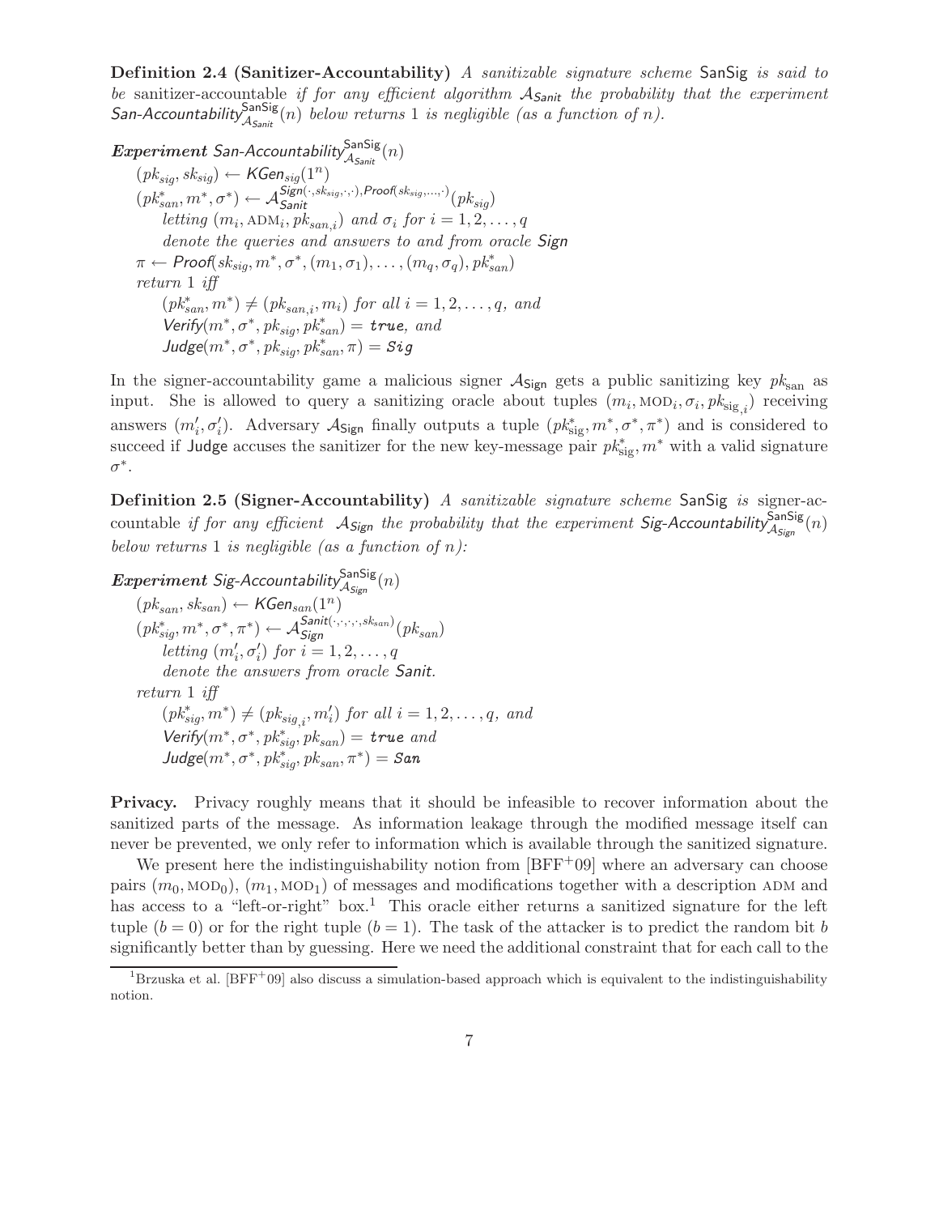**Definition 2.4 (Sanitizer-Accountability)** *A sanitizable signature scheme* SanSig *is said to be* sanitizer-accountable *if for any efficient algorithm* $\mathcal{A}_{\mathsf{Sanit}}$ *the probability that the experiment* $\mathsf{San\text{-}Accountability}^{\mathsf{SanSig}}_{\mathcal{A}_{\mathsf{Sanit}}}(n)$ *below returns* 1 *is negligible (as a function of* $n$*).*

***Experiment*** $\mathsf{San\text{-}Accountability}^{\mathsf{SanSig}}_{\mathcal{A}_{\mathsf{Sanit}}}(n)$
$(pk_{sig}, sk_{sig}) \leftarrow \mathsf{KGen}_{sig}(1^n)$
$(pk^*_{san}, m^*, \sigma^*) \leftarrow \mathcal{A}_{\mathsf{Sanit}}^{\mathsf{Sign}(\cdot, sk_{sig}, \cdot, \cdot), \mathsf{Proof}(sk_{sig}, \ldots, \cdot)}(pk_{sig})$
*letting* $(m_i, \text{ADM}_i, pk_{san,i})$ *and* $\sigma_i$ *for* $i = 1, 2, \ldots, q$
*denote the queries and answers to and from oracle* Sign
$\pi \leftarrow \mathsf{Proof}(sk_{sig}, m^*, \sigma^*, (m_1, \sigma_1), \ldots, (m_q, \sigma_q), pk^*_{san})$
*return* 1 *iff*
$(pk^*_{san}, m^*) \neq (pk_{san,i}, m_i)$ *for all* $i = 1, 2, \ldots, q$, *and*
$\mathsf{Verify}(m^*, \sigma^*, pk_{sig}, pk^*_{san}) = \texttt{true}$, *and*
$\mathsf{Judge}(m^*, \sigma^*, pk_{sig}, pk^*_{san}, \pi) = \texttt{Sig}$

In the signer-accountability game a malicious signer $\mathcal{A}_{\mathsf{Sign}}$ gets a public sanitizing key $pk_{\text{san}}$ as input. She is allowed to query a sanitizing oracle about tuples $(m_i, \text{MOD}_i, \sigma_i, pk_{\text{sig}_{,i}})$ receiving answers $(m'_i, \sigma'_i)$. Adversary $\mathcal{A}_{\mathsf{Sign}}$ finally outputs a tuple $(pk^*_{\text{sig}}, m^*, \sigma^*, \pi^*)$ and is considered to succeed if Judge accuses the sanitizer for the new key-message pair $pk^*_{\text{sig}}, m^*$ with a valid signature $\sigma^*$.

**Definition 2.5 (Signer-Accountability)** *A sanitizable signature scheme* SanSig *is* signer-accountable *if for any efficient* $\mathcal{A}_{\mathsf{Sign}}$ *the probability that the experiment* $\mathsf{Sig\text{-}Accountability}^{\mathsf{SanSig}}_{\mathcal{A}_{\mathsf{Sign}}}(n)$ *below returns* 1 *is negligible (as a function of* $n$*):*

***Experiment*** $\mathsf{Sig\text{-}Accountability}^{\mathsf{SanSig}}_{\mathcal{A}_{\mathsf{Sign}}}(n)$
$(pk_{san}, sk_{san}) \leftarrow \mathsf{KGen}_{san}(1^n)$
$(pk^*_{sig}, m^*, \sigma^*, \pi^*) \leftarrow \mathcal{A}_{\mathsf{Sign}}^{\mathsf{Sanit}(\cdot, \cdot, \cdot, \cdot, sk_{san})}(pk_{san})$
*letting* $(m'_i, \sigma'_i)$ *for* $i = 1, 2, \ldots, q$
*denote the answers from oracle* Sanit.
*return* 1 *iff*
$(pk^*_{sig}, m^*) \neq (pk_{sig_{,i}}, m'_i)$ *for all* $i = 1, 2, \ldots, q$, *and*
$\mathsf{Verify}(m^*, \sigma^*, pk^*_{sig}, pk_{san}) = \texttt{true}$ *and*
$\mathsf{Judge}(m^*, \sigma^*, pk^*_{sig}, pk_{san}, \pi^*) = \texttt{San}$

**Privacy.** Privacy roughly means that it should be infeasible to recover information about the sanitized parts of the message. As information leakage through the modified message itself can never be prevented, we only refer to information which is available through the sanitized signature.

We present here the indistinguishability notion from [BFF+09] where an adversary can choose pairs $(m_0, \text{MOD}_0)$, $(m_1, \text{MOD}_1)$ of messages and modifications together with a description ADM and has access to a "left-or-right" box.[1] This oracle either returns a sanitized signature for the left tuple ($b = 0$) or for the right tuple ($b = 1$). The task of the attacker is to predict the random bit $b$ significantly better than by guessing. Here we need the additional constraint that for each call to the

[1] Brzuska et al. [BFF+09] also discuss a simulation-based approach which is equivalent to the indistinguishability notion.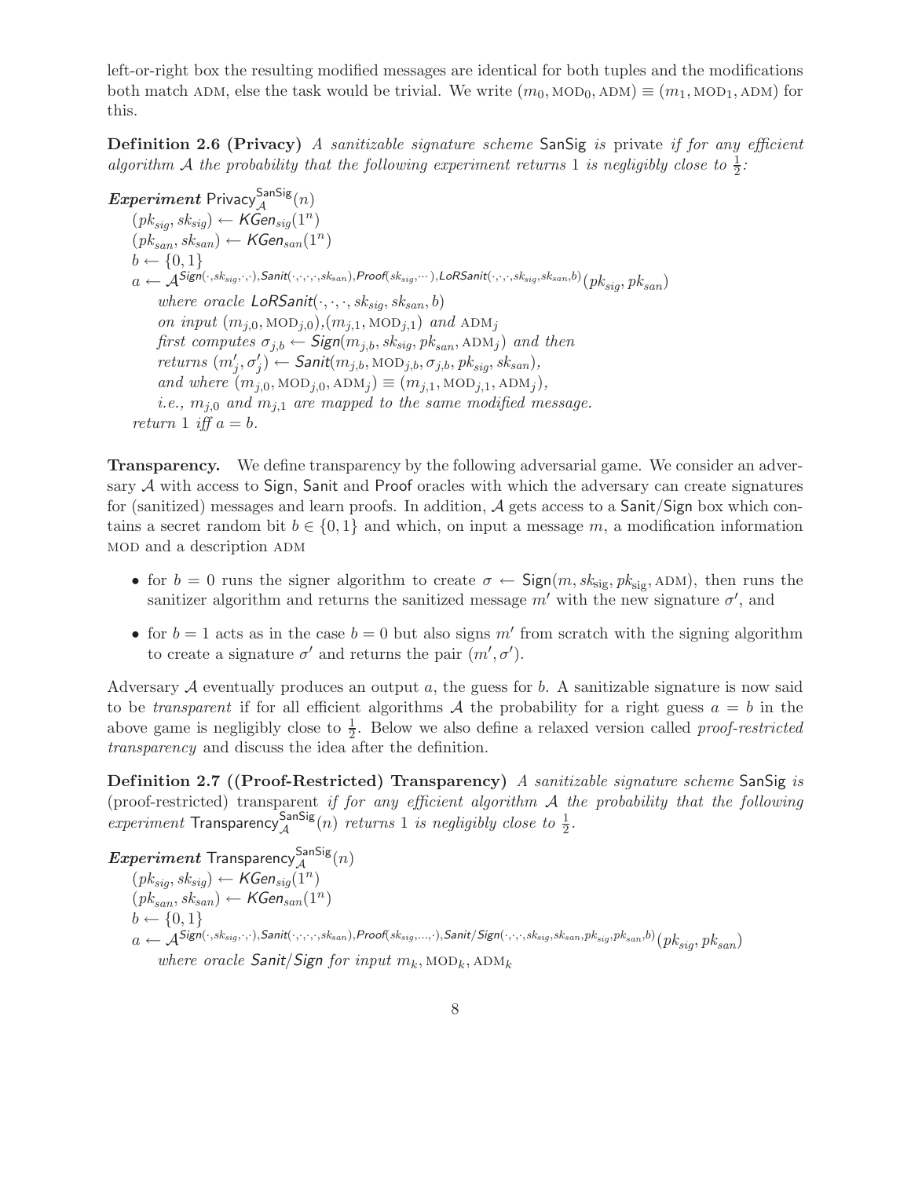left-or-right box the resulting modified messages are identical for both tuples and the modifications both match ADM, else the task would be trivial. We write $(m_0, \text{MOD}_0, \text{ADM}) \equiv (m_1, \text{MOD}_1, \text{ADM})$ for this.

**Definition 2.6 (Privacy)** *A sanitizable signature scheme* SanSig *is* private *if for any efficient algorithm $\mathcal{A}$ the probability that the following experiment returns 1 is negligibly close to $\frac{1}{2}$:*

***Experiment*** $\mathsf{Privacy}_{\mathcal{A}}^{\mathsf{SanSig}}(n)$
$(pk_{sig}, sk_{sig}) \leftarrow \mathsf{KGen}_{sig}(1^n)$
$(pk_{san}, sk_{san}) \leftarrow \mathsf{KGen}_{san}(1^n)$
$b \leftarrow \{0,1\}$
$a \leftarrow \mathcal{A}^{\mathsf{Sign}(\cdot,sk_{sig},\cdot,\cdot),\mathsf{Sanit}(\cdot,\cdot,\cdot,\cdot,sk_{san}),\mathsf{Proof}(sk_{sig},\cdots),\mathsf{LoRSanit}(\cdot,\cdot,\cdot,sk_{sig},sk_{san},b)}(pk_{sig}, pk_{san})$
*where oracle* $\mathsf{LoRSanit}(\cdot,\cdot,\cdot,sk_{sig},sk_{san},b)$
*on input* $(m_{j,0}, \text{MOD}_{j,0}),(m_{j,1}, \text{MOD}_{j,1})$ *and* $\text{ADM}_j$
*first computes* $\sigma_{j,b} \leftarrow \mathsf{Sign}(m_{j,b}, sk_{sig}, pk_{san}, \text{ADM}_j)$ *and then*
*returns* $(m'_j, \sigma'_j) \leftarrow \mathsf{Sanit}(m_{j,b}, \text{MOD}_{j,b}, \sigma_{j,b}, pk_{sig}, sk_{san})$,
*and where* $(m_{j,0}, \text{MOD}_{j,0}, \text{ADM}_j) \equiv (m_{j,1}, \text{MOD}_{j,1}, \text{ADM}_j)$,
*i.e.,* $m_{j,0}$ *and* $m_{j,1}$ *are mapped to the same modified message.*
*return* 1 *iff* $a = b$.

**Transparency.** We define transparency by the following adversarial game. We consider an adversary $\mathcal{A}$ with access to Sign, Sanit and Proof oracles with which the adversary can create signatures for (sanitized) messages and learn proofs. In addition, $\mathcal{A}$ gets access to a Sanit/Sign box which contains a secret random bit $b \in \{0,1\}$ and which, on input a message $m$, a modification information MOD and a description ADM

- for $b = 0$ runs the signer algorithm to create $\sigma \leftarrow \mathsf{Sign}(m, sk_{\text{sig}}, pk_{\text{sig}}, \text{ADM})$, then runs the sanitizer algorithm and returns the sanitized message $m'$ with the new signature $\sigma'$, and
- for $b = 1$ acts as in the case $b = 0$ but also signs $m'$ from scratch with the signing algorithm to create a signature $\sigma'$ and returns the pair $(m', \sigma')$.

Adversary $\mathcal{A}$ eventually produces an output $a$, the guess for $b$. A sanitizable signature is now said to be *transparent* if for all efficient algorithms $\mathcal{A}$ the probability for a right guess $a = b$ in the above game is negligibly close to $\frac{1}{2}$. Below we also define a relaxed version called *proof-restricted transparency* and discuss the idea after the definition.

**Definition 2.7 ((Proof-Restricted) Transparency)** *A sanitizable signature scheme* SanSig *is* (proof-restricted) transparent *if for any efficient algorithm $\mathcal{A}$ the probability that the following experiment* $\mathsf{Transparency}_{\mathcal{A}}^{\mathsf{SanSig}}(n)$ *returns* 1 *is negligibly close to $\frac{1}{2}$.*

***Experiment*** $\mathsf{Transparency}_{\mathcal{A}}^{\mathsf{SanSig}}(n)$
$(pk_{sig}, sk_{sig}) \leftarrow \mathsf{KGen}_{sig}(1^n)$
$(pk_{san}, sk_{san}) \leftarrow \mathsf{KGen}_{san}(1^n)$
$b \leftarrow \{0,1\}$
$a \leftarrow \mathcal{A}^{\mathsf{Sign}(\cdot,sk_{sig},\cdot,\cdot),\mathsf{Sanit}(\cdot,\cdot,\cdot,\cdot,sk_{san}),\mathsf{Proof}(sk_{sig},\ldots,\cdot),\mathsf{Sanit/Sign}(\cdot,\cdot,\cdot,sk_{sig},sk_{san},pk_{sig},pk_{san},b)}(pk_{sig}, pk_{san})$
*where oracle* $\mathsf{Sanit/Sign}$ *for input* $m_k, \text{MOD}_k, \text{ADM}_k$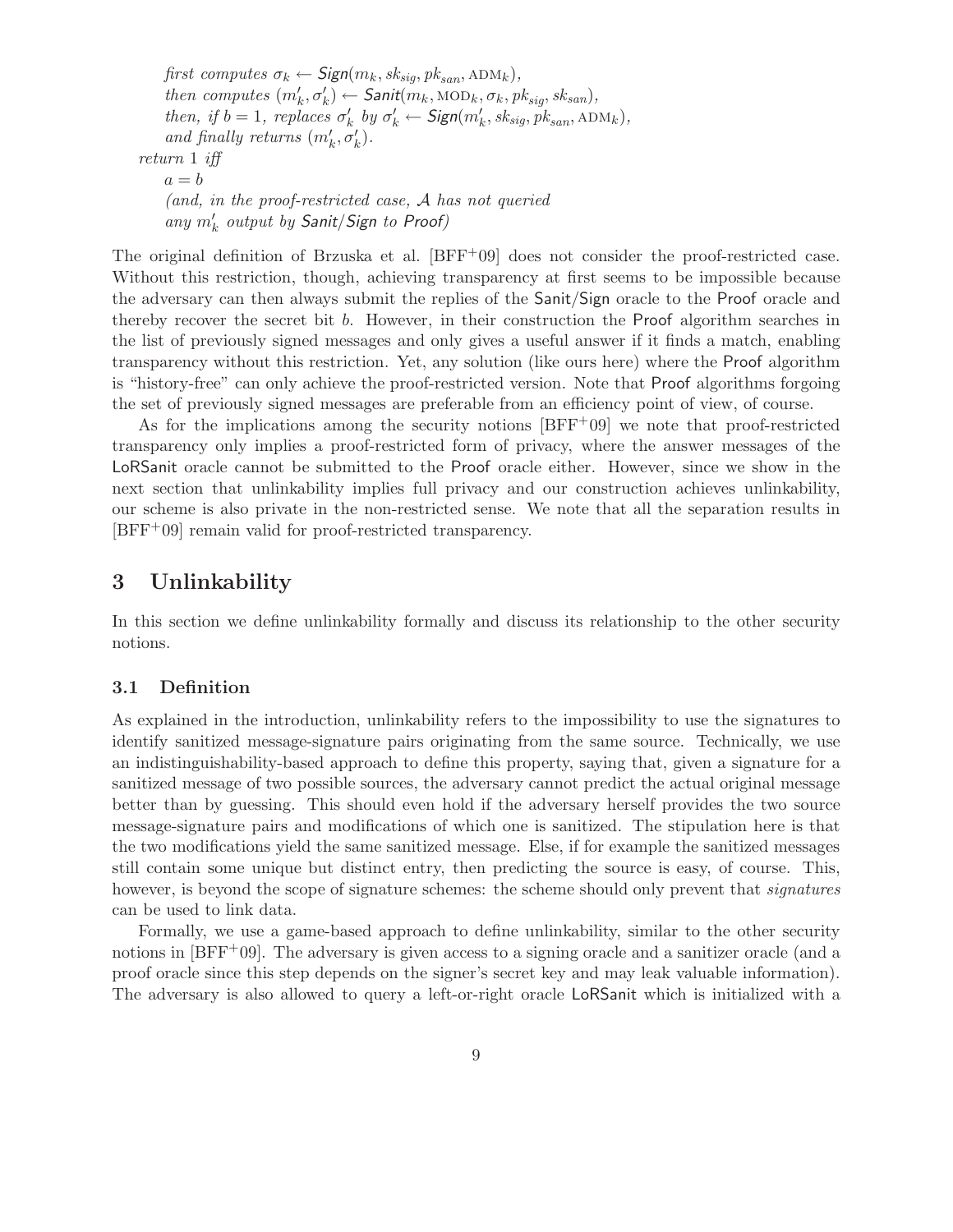*first computes* $\sigma_k \leftarrow \mathsf{Sign}(m_k, sk_{sig}, pk_{san}, \text{ADM}_k)$,
*then computes* $(m'_k, \sigma'_k) \leftarrow \mathsf{Sanit}(m_k, \text{MOD}_k, \sigma_k, pk_{sig}, sk_{san})$,
*then, if* $b = 1$, *replaces* $\sigma'_k$ *by* $\sigma'_k \leftarrow \mathsf{Sign}(m'_k, sk_{sig}, pk_{san}, \text{ADM}_k)$,
*and finally returns* $(m'_k, \sigma'_k)$.
*return* 1 *iff*
$a = b$
*(and, in the proof-restricted case,* $\mathcal{A}$ *has not queried any* $m'_k$ *output by* Sanit/Sign *to* Proof*)*

The original definition of Brzuska et al. [BFF+09] does not consider the proof-restricted case. Without this restriction, though, achieving transparency at first seems to be impossible because the adversary can then always submit the replies of the Sanit/Sign oracle to the Proof oracle and thereby recover the secret bit $b$. However, in their construction the Proof algorithm searches in the list of previously signed messages and only gives a useful answer if it finds a match, enabling transparency without this restriction. Yet, any solution (like ours here) where the Proof algorithm is "history-free" can only achieve the proof-restricted version. Note that Proof algorithms forgoing the set of previously signed messages are preferable from an efficiency point of view, of course.

As for the implications among the security notions [BFF+09] we note that proof-restricted transparency only implies a proof-restricted form of privacy, where the answer messages of the LoRSanit oracle cannot be submitted to the Proof oracle either. However, since we show in the next section that unlinkability implies full privacy and our construction achieves unlinkability, our scheme is also private in the non-restricted sense. We note that all the separation results in [BFF+09] remain valid for proof-restricted transparency.

## 3 Unlinkability

In this section we define unlinkability formally and discuss its relationship to the other security notions.

### 3.1 Definition

As explained in the introduction, unlinkability refers to the impossibility to use the signatures to identify sanitized message-signature pairs originating from the same source. Technically, we use an indistinguishability-based approach to define this property, saying that, given a signature for a sanitized message of two possible sources, the adversary cannot predict the actual original message better than by guessing. This should even hold if the adversary herself provides the two source message-signature pairs and modifications of which one is sanitized. The stipulation here is that the two modifications yield the same sanitized message. Else, if for example the sanitized messages still contain some unique but distinct entry, then predicting the source is easy, of course. This, however, is beyond the scope of signature schemes: the scheme should only prevent that *signatures* can be used to link data.

Formally, we use a game-based approach to define unlinkability, similar to the other security notions in [BFF+09]. The adversary is given access to a signing oracle and a sanitizer oracle (and a proof oracle since this step depends on the signer's secret key and may leak valuable information). The adversary is also allowed to query a left-or-right oracle LoRSanit which is initialized with a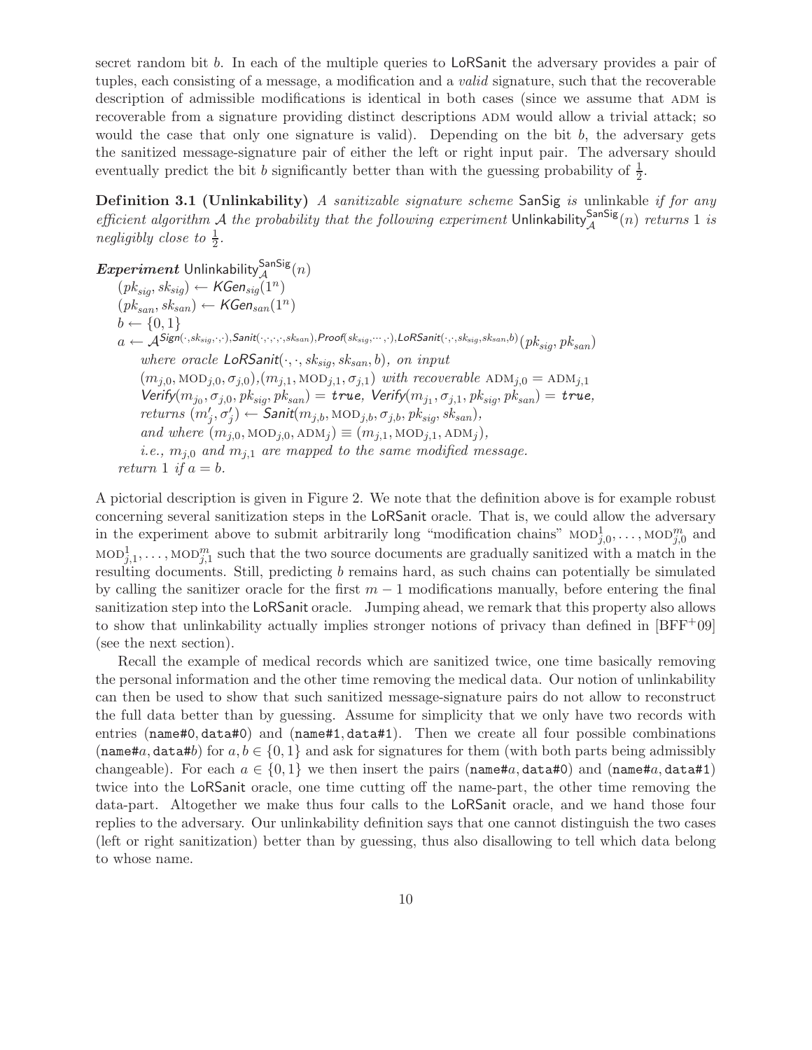secret random bit $b$. In each of the multiple queries to LoRSanit the adversary provides a pair of tuples, each consisting of a message, a modification and a *valid* signature, such that the recoverable description of admissible modifications is identical in both cases (since we assume that ADM is recoverable from a signature providing distinct descriptions ADM would allow a trivial attack; so would the case that only one signature is valid). Depending on the bit $b$, the adversary gets the sanitized message-signature pair of either the left or right input pair. The adversary should eventually predict the bit $b$ significantly better than with the guessing probability of $\frac{1}{2}$.

**Definition 3.1 (Unlinkability)** *A sanitizable signature scheme* SanSig *is* unlinkable *if for any efficient algorithm* $\mathcal{A}$ *the probability that the following experiment* $\mathsf{Unlinkability}_{\mathcal{A}}^{\mathsf{SanSig}}(n)$ *returns* 1 *is negligibly close to* $\frac{1}{2}$.

***Experiment*** $\mathsf{Unlinkability}_{\mathcal{A}}^{\mathsf{SanSig}}(n)$
$(pk_{sig}, sk_{sig}) \leftarrow \mathit{KGen}_{sig}(1^n)$
$(pk_{san}, sk_{san}) \leftarrow \mathit{KGen}_{san}(1^n)$
$b \leftarrow \{0,1\}$
$a \leftarrow \mathcal{A}^{\mathit{Sign}(\cdot, sk_{sig}, \cdot, \cdot), \mathit{Sanit}(\cdot,\cdot,\cdot,\cdot, sk_{san}), \mathit{Proof}(sk_{sig}, \cdots, \cdot), \mathit{LoRSanit}(\cdot,\cdot, sk_{sig}, sk_{san}, b)}(pk_{sig}, pk_{san})$
*where oracle* $\mathit{LoRSanit}(\cdot,\cdot, sk_{sig}, sk_{san}, b)$*, on input*
$(m_{j,0}, \mathrm{MOD}_{j,0}, \sigma_{j,0}), (m_{j,1}, \mathrm{MOD}_{j,1}, \sigma_{j,1})$ *with recoverable* $\mathrm{ADM}_{j,0} = \mathrm{ADM}_{j,1}$
$\mathit{Verify}(m_{j_0}, \sigma_{j,0}, pk_{sig}, pk_{san}) = \mathit{true}$*,* $\mathit{Verify}(m_{j_1}, \sigma_{j,1}, pk_{sig}, pk_{san}) = \mathit{true}$*,*
*returns* $(m'_j, \sigma'_j) \leftarrow \mathit{Sanit}(m_{j,b}, \mathrm{MOD}_{j,b}, \sigma_{j,b}, pk_{sig}, sk_{san})$*,*
*and where* $(m_{j,0}, \mathrm{MOD}_{j,0}, \mathrm{ADM}_j) \equiv (m_{j,1}, \mathrm{MOD}_{j,1}, \mathrm{ADM}_j)$*,*
*i.e.,* $m_{j,0}$ *and* $m_{j,1}$ *are mapped to the same modified message.*
*return* 1 *if* $a = b$.

A pictorial description is given in Figure 2. We note that the definition above is for example robust concerning several sanitization steps in the LoRSanit oracle. That is, we could allow the adversary in the experiment above to submit arbitrarily long "modification chains" $\mathrm{MOD}_{j,0}^1, \ldots, \mathrm{MOD}_{j,0}^m$ and $\mathrm{MOD}_{j,1}^1, \ldots, \mathrm{MOD}_{j,1}^m$ such that the two source documents are gradually sanitized with a match in the resulting documents. Still, predicting $b$ remains hard, as such chains can potentially be simulated by calling the sanitizer oracle for the first $m-1$ modifications manually, before entering the final sanitization step into the LoRSanit oracle. Jumping ahead, we remark that this property also allows to show that unlinkability actually implies stronger notions of privacy than defined in [BFF+09] (see the next section).

Recall the example of medical records which are sanitized twice, one time basically removing the personal information and the other time removing the medical data. Our notion of unlinkability can then be used to show that such sanitized message-signature pairs do not allow to reconstruct the full data better than by guessing. Assume for simplicity that we only have two records with entries (`name#0`, `data#0`) and (`name#1`, `data#1`). Then we create all four possible combinations (`name#`$a$, `data#`$b$) for $a, b \in \{0,1\}$ and ask for signatures for them (with both parts being admissibly changeable). For each $a \in \{0,1\}$ we then insert the pairs (`name#`$a$, `data#0`) and (`name#`$a$, `data#1`) twice into the LoRSanit oracle, one time cutting off the name-part, the other time removing the data-part. Altogether we make thus four calls to the LoRSanit oracle, and we hand those four replies to the adversary. Our unlinkability definition says that one cannot distinguish the two cases (left or right sanitization) better than by guessing, thus also disallowing to tell which data belong to whose name.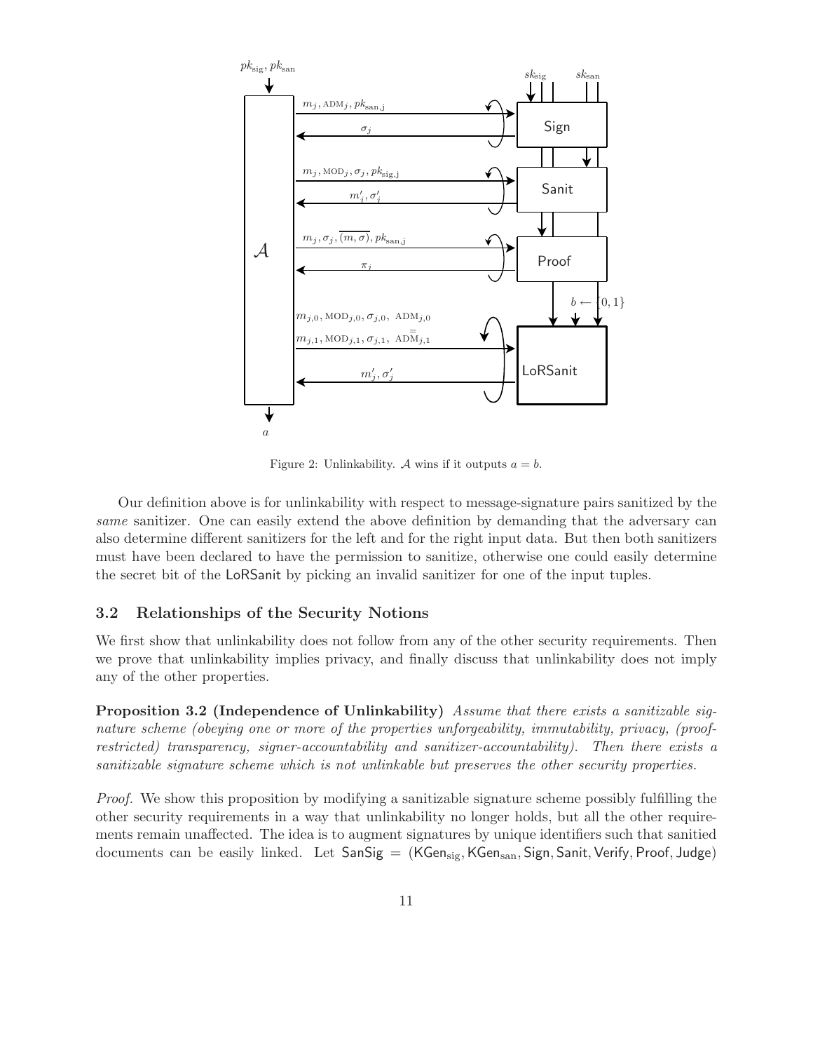Figure 2: Unlinkability. $\mathcal{A}$ wins if it outputs $a = b$.

Our definition above is for unlinkability with respect to message-signature pairs sanitized by the *same* sanitizer. One can easily extend the above definition by demanding that the adversary can also determine different sanitizers for the left and for the right input data. But then both sanitizers must have been declared to have the permission to sanitize, otherwise one could easily determine the secret bit of the LoRSanit by picking an invalid sanitizer for one of the input tuples.

### 3.2 Relationships of the Security Notions

We first show that unlinkability does not follow from any of the other security requirements. Then we prove that unlinkability implies privacy, and finally discuss that unlinkability does not imply any of the other properties.

**Proposition 3.2 (Independence of Unlinkability)** *Assume that there exists a sanitizable signature scheme (obeying one or more of the properties unforgeability, immutability, privacy, (proof-restricted) transparency, signer-accountability and sanitizer-accountability). Then there exists a sanitizable signature scheme which is not unlinkable but preserves the other security properties.*

*Proof.* We show this proposition by modifying a sanitizable signature scheme possibly fulfilling the other security requirements in a way that unlinkability no longer holds, but all the other requirements remain unaffected. The idea is to augment signatures by unique identifiers such that sanitied documents can be easily linked. Let $\mathsf{SanSig} = (\mathsf{KGen}_{\mathrm{sig}}, \mathsf{KGen}_{\mathrm{san}}, \mathsf{Sign}, \mathsf{Sanit}, \mathsf{Verify}, \mathsf{Proof}, \mathsf{Judge})$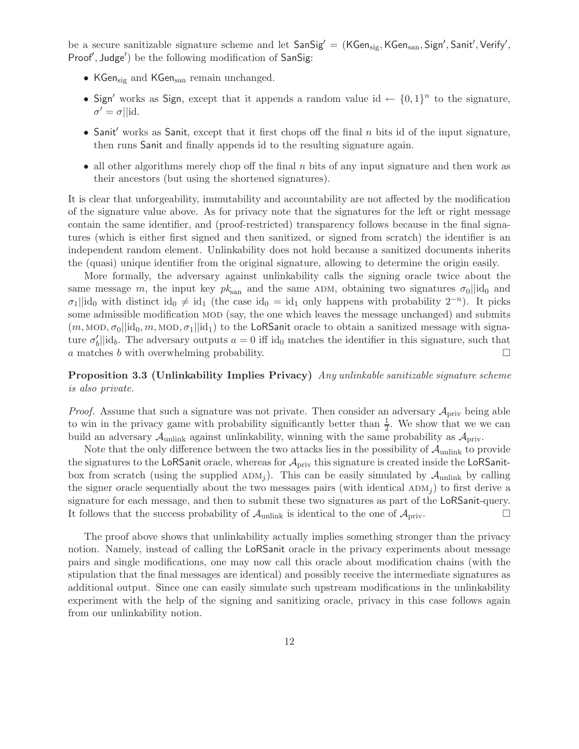be a secure sanitizable signature scheme and let $\mathsf{SanSig}' = (\mathsf{KGen}_{\mathrm{sig}}, \mathsf{KGen}_{\mathrm{san}}, \mathsf{Sign}', \mathsf{Sanit}', \mathsf{Verify}', \mathsf{Proof}', \mathsf{Judge}')$ be the following modification of $\mathsf{SanSig}$:

- $\mathsf{KGen}_{\mathrm{sig}}$ and $\mathsf{KGen}_{\mathrm{san}}$ remain unchanged.
- $\mathsf{Sign}'$ works as $\mathsf{Sign}$, except that it appends a random value $\mathrm{id} \leftarrow \{0,1\}^n$ to the signature, $\sigma' = \sigma || \mathrm{id}$.
- $\mathsf{Sanit}'$ works as $\mathsf{Sanit}$, except that it first chops off the final $n$ bits id of the input signature, then runs $\mathsf{Sanit}$ and finally appends id to the resulting signature again.
- all other algorithms merely chop off the final $n$ bits of any input signature and then work as their ancestors (but using the shortened signatures).

It is clear that unforgeability, immutability and accountability are not affected by the modification of the signature value above. As for privacy note that the signatures for the left or right message contain the same identifier, and (proof-restricted) transparency follows because in the final signatures (which is either first signed and then sanitized, or signed from scratch) the identifier is an independent random element. Unlinkability does not hold because a sanitized documents inherits the (quasi) unique identifier from the original signature, allowing to determine the origin easily.

More formally, the adversary against unlinkability calls the signing oracle twice about the same message $m$, the input key $pk_{\mathrm{san}}$ and the same $\mathrm{ADM}$, obtaining two signatures $\sigma_0 || \mathrm{id}_0$ and $\sigma_1 || \mathrm{id}_0$ with distinct $\mathrm{id}_0 \neq \mathrm{id}_1$ (the case $\mathrm{id}_0 = \mathrm{id}_1$ only happens with probability $2^{-n}$). It picks some admissible modification $\mathrm{MOD}$ (say, the one which leaves the message unchanged) and submits $(m, \mathrm{MOD}, \sigma_0 || \mathrm{id}_0, m, \mathrm{MOD}, \sigma_1 || \mathrm{id}_1)$ to the $\mathsf{LoRSanit}$ oracle to obtain a sanitized message with signature $\sigma_b' || \mathrm{id}_b$. The adversary outputs $a = 0$ iff $\mathrm{id}_0$ matches the identifier in this signature, such that $a$ matches $b$ with overwhelming probability. □

**Proposition 3.3 (Unlinkability Implies Privacy)** *Any unlinkable sanitizable signature scheme is also private.*

*Proof.* Assume that such a signature was not private. Then consider an adversary $\mathcal{A}_{\mathrm{priv}}$ being able to win in the privacy game with probability significantly better than $\frac{1}{2}$. We show that we we can build an adversary $\mathcal{A}_{\mathrm{unlink}}$ against unlinkability, winning with the same probability as $\mathcal{A}_{\mathrm{priv}}$.

Note that the only difference between the two attacks lies in the possibility of $\mathcal{A}_{\mathrm{unlink}}$ to provide the signatures to the $\mathsf{LoRSanit}$ oracle, whereas for $\mathcal{A}_{\mathrm{priv}}$ this signature is created inside the $\mathsf{LoRSanit}$-box from scratch (using the supplied $\mathrm{ADM}_j$). This can be easily simulated by $\mathcal{A}_{\mathrm{unlink}}$ by calling the signer oracle sequentially about the two messages pairs (with identical $\mathrm{ADM}_j$) to first derive a signature for each message, and then to submit these two signatures as part of the $\mathsf{LoRSanit}$-query. It follows that the success probability of $\mathcal{A}_{\mathrm{unlink}}$ is identical to the one of $\mathcal{A}_{\mathrm{priv}}$. □

The proof above shows that unlinkability actually implies something stronger than the privacy notion. Namely, instead of calling the $\mathsf{LoRSanit}$ oracle in the privacy experiments about message pairs and single modifications, one may now call this oracle about modification chains (with the stipulation that the final messages are identical) and possibly receive the intermediate signatures as additional output. Since one can easily simulate such upstream modifications in the unlinkability experiment with the help of the signing and sanitizing oracle, privacy in this case follows again from our unlinkability notion.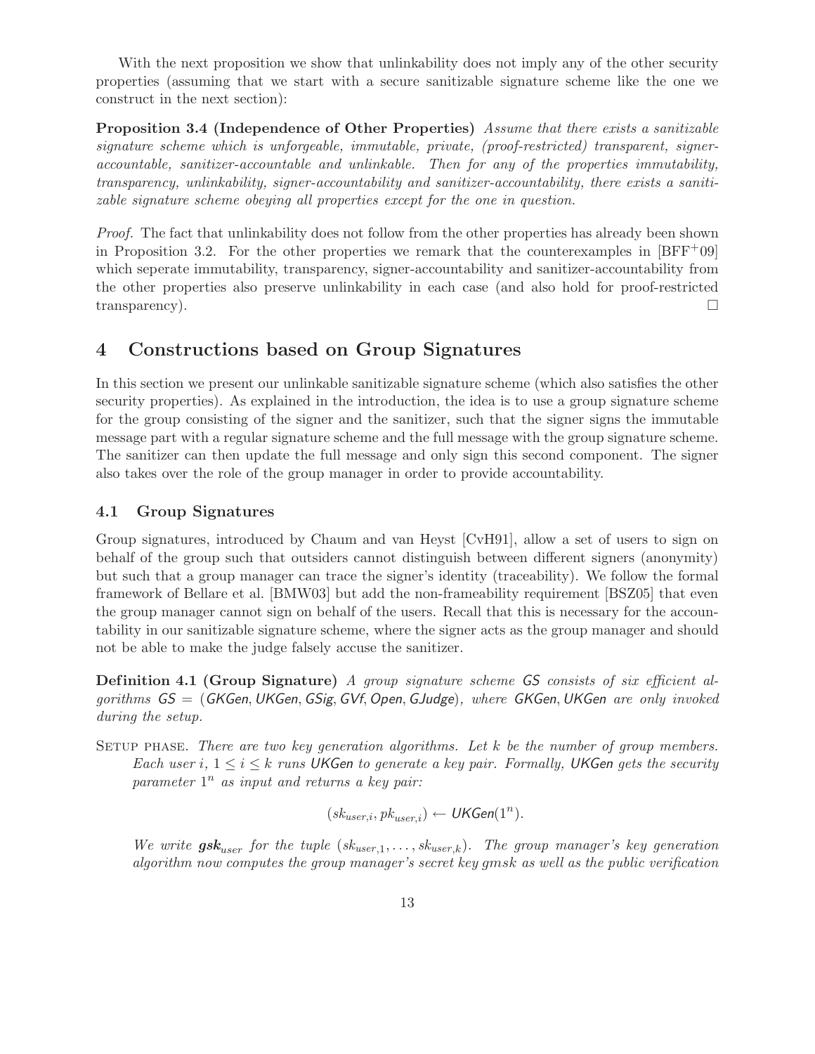With the next proposition we show that unlinkability does not imply any of the other security properties (assuming that we start with a secure sanitizable signature scheme like the one we construct in the next section):

**Proposition 3.4 (Independence of Other Properties)** *Assume that there exists a sanitizable signature scheme which is unforgeable, immutable, private, (proof-restricted) transparent, signer-accountable, sanitizer-accountable and unlinkable. Then for any of the properties immutability, transparency, unlinkability, signer-accountability and sanitizer-accountability, there exists a sanitizable signature scheme obeying all properties except for the one in question.*

*Proof.* The fact that unlinkability does not follow from the other properties has already been shown in Proposition 3.2. For the other properties we remark that the counterexamples in [BFF+09] which seperate immutability, transparency, signer-accountability and sanitizer-accountability from the other properties also preserve unlinkability in each case (and also hold for proof-restricted transparency). □

## 4 Constructions based on Group Signatures

In this section we present our unlinkable sanitizable signature scheme (which also satisfies the other security properties). As explained in the introduction, the idea is to use a group signature scheme for the group consisting of the signer and the sanitizer, such that the signer signs the immutable message part with a regular signature scheme and the full message with the group signature scheme. The sanitizer can then update the full message and only sign this second component. The signer also takes over the role of the group manager in order to provide accountability.

### 4.1 Group Signatures

Group signatures, introduced by Chaum and van Heyst [CvH91], allow a set of users to sign on behalf of the group such that outsiders cannot distinguish between different signers (anonymity) but such that a group manager can trace the signer's identity (traceability). We follow the formal framework of Bellare et al. [BMW03] but add the non-frameability requirement [BSZ05] that even the group manager cannot sign on behalf of the users. Recall that this is necessary for the accountability in our sanitizable signature scheme, where the signer acts as the group manager and should not be able to make the judge falsely accuse the sanitizer.

**Definition 4.1 (Group Signature)** *A group signature scheme $\mathsf{GS}$ consists of six efficient algorithms $\mathsf{GS} = (\mathsf{GKGen}, \mathsf{UKGen}, \mathsf{GSig}, \mathsf{GVf}, \mathsf{Open}, \mathsf{GJudge})$, where $\mathsf{GKGen}, \mathsf{UKGen}$ are only invoked during the setup.*

Setup phase. *There are two key generation algorithms. Let $k$ be the number of group members. Each user $i$, $1 \leq i \leq k$ runs $\mathsf{UKGen}$ to generate a key pair. Formally, $\mathsf{UKGen}$ gets the security parameter $1^n$ as input and returns a key pair:*

$$(sk_{user,i}, pk_{user,i}) \leftarrow \mathsf{UKGen}(1^n).$$

*We write $\boldsymbol{gsk}_{user}$ for the tuple $(sk_{user,1}, \ldots, sk_{user,k})$. The group manager's key generation algorithm now computes the group manager's secret key $gmsk$ as well as the public verification*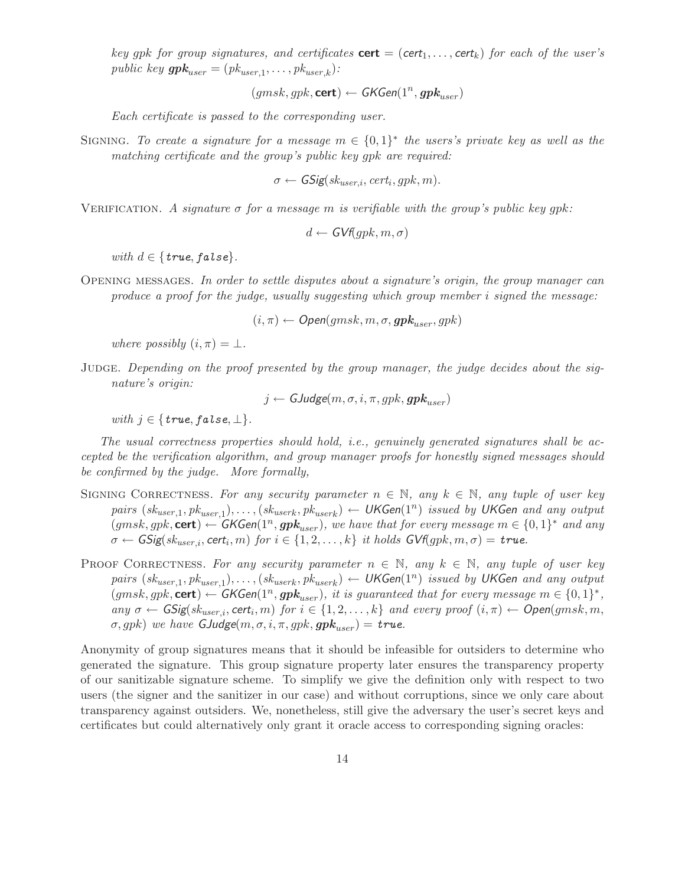*key gpk for group signatures, and certificates* $\mathbf{cert} = (\mathsf{cert}_1, \ldots, \mathsf{cert}_k)$ *for each of the user's public key* $\boldsymbol{gpk}_{user} = (pk_{user,1}, \ldots, pk_{user,k})$*:*

$$(gmsk, gpk, \mathbf{cert}) \leftarrow \mathsf{GKGen}(1^n, \boldsymbol{gpk}_{user})$$

*Each certificate is passed to the corresponding user.*

Signing. *To create a signature for a message* $m \in \{0,1\}^*$ *the users's private key as well as the matching certificate and the group's public key gpk are required:*

$$\sigma \leftarrow \mathsf{GSig}(sk_{user,i}, cert_i, gpk, m).$$

Verification. *A signature* $\sigma$ *for a message* $m$ *is verifiable with the group's public key gpk:*

$$d \leftarrow \mathsf{GVf}(gpk, m, \sigma)$$

*with* $d \in \{\texttt{true}, \texttt{false}\}$.

Opening messages. *In order to settle disputes about a signature's origin, the group manager can produce a proof for the judge, usually suggesting which group member* $i$ *signed the message:*

$$(i, \pi) \leftarrow \mathsf{Open}(gmsk, m, \sigma, \boldsymbol{gpk}_{user}, gpk)$$

*where possibly* $(i, \pi) = \perp$.

Judge. *Depending on the proof presented by the group manager, the judge decides about the signature's origin:*

$$j \leftarrow \mathsf{GJudge}(m, \sigma, i, \pi, gpk, \boldsymbol{gpk}_{user})$$

*with* $j \in \{\texttt{true}, \texttt{false}, \perp\}$.

*The usual correctness properties should hold, i.e., genuinely generated signatures shall be accepted be the verification algorithm, and group manager proofs for honestly signed messages should be confirmed by the judge. More formally,*

Signing Correctness. *For any security parameter* $n \in \mathbb{N}$*, any* $k \in \mathbb{N}$*, any tuple of user key pairs* $(sk_{user,1}, pk_{user,1}), \ldots, (sk_{userk}, pk_{userk}) \leftarrow \mathsf{UKGen}(1^n)$ *issued by* $\mathsf{UKGen}$ *and any output* $(gmsk, gpk, \mathbf{cert}) \leftarrow \mathsf{GKGen}(1^n, \boldsymbol{gpk}_{user})$*, we have that for every message* $m \in \{0,1\}^*$ *and any* $\sigma \leftarrow \mathsf{GSig}(sk_{user,i}, \mathsf{cert}_i, m)$ *for* $i \in \{1, 2, \ldots, k\}$ *it holds* $\mathsf{GVf}(gpk, m, \sigma) = \texttt{true}$*.*

Proof Correctness. *For any security parameter* $n \in \mathbb{N}$*, any* $k \in \mathbb{N}$*, any tuple of user key pairs* $(sk_{user,1}, pk_{user,1}), \ldots, (sk_{userk}, pk_{userk}) \leftarrow \mathsf{UKGen}(1^n)$ *issued by* $\mathsf{UKGen}$ *and any output* $(gmsk, gpk, \mathbf{cert}) \leftarrow \mathsf{GKGen}(1^n, \boldsymbol{gpk}_{user})$*, it is guaranteed that for every message* $m \in \{0,1\}^*$*, any* $\sigma \leftarrow \mathsf{GSig}(sk_{user,i}, \mathsf{cert}_i, m)$ *for* $i \in \{1, 2, \ldots, k\}$ *and every proof* $(i, \pi) \leftarrow \mathsf{Open}(gmsk, m, \sigma, gpk)$ *we have* $\mathsf{GJudge}(m, \sigma, i, \pi, gpk, \boldsymbol{gpk}_{user}) = \texttt{true}$*.*

Anonymity of group signatures means that it should be infeasible for outsiders to determine who generated the signature. This group signature property later ensures the transparency property of our sanitizable signature scheme. To simplify we give the definition only with respect to two users (the signer and the sanitizer in our case) and without corruptions, since we only care about transparency against outsiders. We, nonetheless, still give the adversary the user's secret keys and certificates but could alternatively only grant it oracle access to corresponding signing oracles: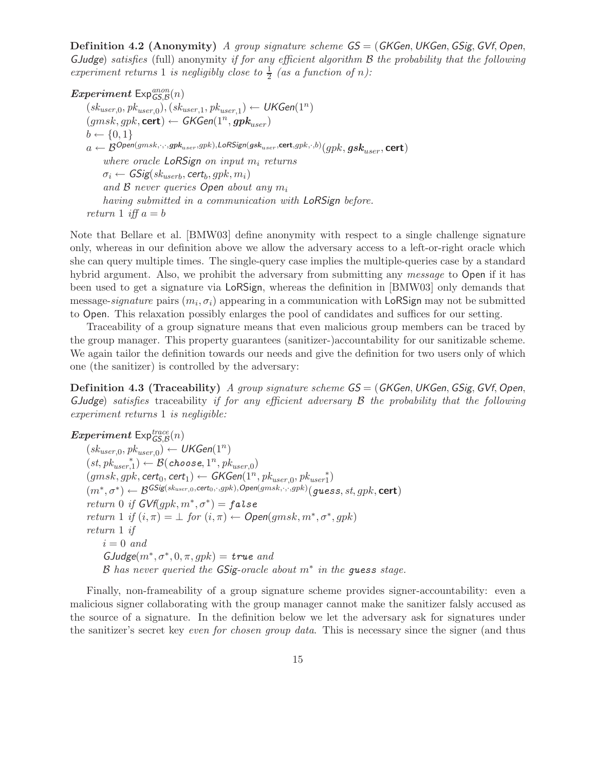**Definition 4.2 (Anonymity)** *A group signature scheme* $\mathsf{GS} = (\mathsf{GKGen}, \mathsf{UKGen}, \mathsf{GSig}, \mathsf{GVf}, \mathsf{Open}, \mathsf{GJudge})$ *satisfies* (full) anonymity *if for any efficient algorithm* $\mathcal{B}$ *the probability that the following experiment returns* 1 *is negligibly close to* $\frac{1}{2}$ *(as a function of* $n$*):*

***Experiment*** $\mathsf{Exp}^{anon}_{\mathsf{GS},\mathcal{B}}(n)$

$(sk_{user,0}, pk_{user,0}), (sk_{user,1}, pk_{user,1}) \leftarrow \mathsf{UKGen}(1^n)$
$(gmsk, gpk, \mathbf{cert}) \leftarrow \mathsf{GKGen}(1^n, \boldsymbol{gpk}_{user})$
$b \leftarrow \{0,1\}$
$a \leftarrow \mathcal{B}^{\mathsf{Open}(gmsk,\cdot,\cdot,\boldsymbol{gpk}_{user},gpk),\mathsf{LoRSign}(\boldsymbol{gsk}_{user},\mathbf{cert},gpk,\cdot,b)}(gpk, \boldsymbol{gsk}_{user}, \mathbf{cert})$
*where oracle* $\mathsf{LoRSign}$ *on input* $m_i$ *returns*
$\sigma_i \leftarrow \mathsf{GSig}(sk_{userb}, \mathsf{cert}_b, gpk, m_i)$
*and* $\mathcal{B}$ *never queries* $\mathsf{Open}$ *about any* $m_i$
*having submitted in a communication with* $\mathsf{LoRSign}$ *before.*
*return* 1 *iff* $a = b$

Note that Bellare et al. [BMW03] define anonymity with respect to a single challenge signature only, whereas in our definition above we allow the adversary access to a left-or-right oracle which she can query multiple times. The single-query case implies the multiple-queries case by a standard hybrid argument. Also, we prohibit the adversary from submitting any *message* to Open if it has been used to get a signature via LoRSign, whereas the definition in [BMW03] only demands that message-*signature* pairs $(m_i, \sigma_i)$ appearing in a communication with LoRSign may not be submitted to Open. This relaxation possibly enlarges the pool of candidates and suffices for our setting.

Traceability of a group signature means that even malicious group members can be traced by the group manager. This property guarantees (sanitizer-)accountability for our sanitizable scheme. We again tailor the definition towards our needs and give the definition for two users only of which one (the sanitizer) is controlled by the adversary:

**Definition 4.3 (Traceability)** *A group signature scheme* $\mathsf{GS} = (\mathsf{GKGen}, \mathsf{UKGen}, \mathsf{GSig}, \mathsf{GVf}, \mathsf{Open}, \mathsf{GJudge})$ *satisfies* traceability *if for any efficient adversary* $\mathcal{B}$ *the probability that the following experiment returns* 1 *is negligible:*

***Experiment*** $\mathsf{Exp}^{trace}_{\mathsf{GS},\mathcal{B}}(n)$

$(sk_{user,0}, pk_{user,0}) \leftarrow \mathsf{UKGen}(1^n)$
$(st, pk^*_{user,1}) \leftarrow \mathcal{B}(\texttt{choose}, 1^n, pk_{user,0})$
$(gmsk, gpk, \mathsf{cert}_0, \mathsf{cert}_1) \leftarrow \mathsf{GKGen}(1^n, pk_{user,0}, pk^*_{user1})$
$(m^*, \sigma^*) \leftarrow \mathcal{B}^{\mathsf{GSig}(sk_{user,0},\mathsf{cert}_0,\cdot,gpk),\mathsf{Open}(gmsk,\cdot,\cdot,gpk)}(\texttt{guess}, st, gpk, \mathbf{cert})$
*return* 0 *if* $\mathsf{GVf}(gpk, m^*, \sigma^*) = \texttt{false}$
*return* 1 *if* $(i, \pi) = \perp$ *for* $(i, \pi) \leftarrow \mathsf{Open}(gmsk, m^*, \sigma^*, gpk)$
*return* 1 *if*
$i = 0$ *and*
$\mathsf{GJudge}(m^*, \sigma^*, 0, \pi, gpk) = \texttt{true}$ *and*
$\mathcal{B}$ *has never queried the* $\mathsf{GSig}$*-oracle about* $m^*$ *in the* $\texttt{guess}$ *stage.*

Finally, non-frameability of a group signature scheme provides signer-accountability: even a malicious signer collaborating with the group manager cannot make the sanitizer falsly accused as the source of a signature. In the definition below we let the adversary ask for signatures under the sanitizer's secret key *even for chosen group data*. This is necessary since the signer (and thus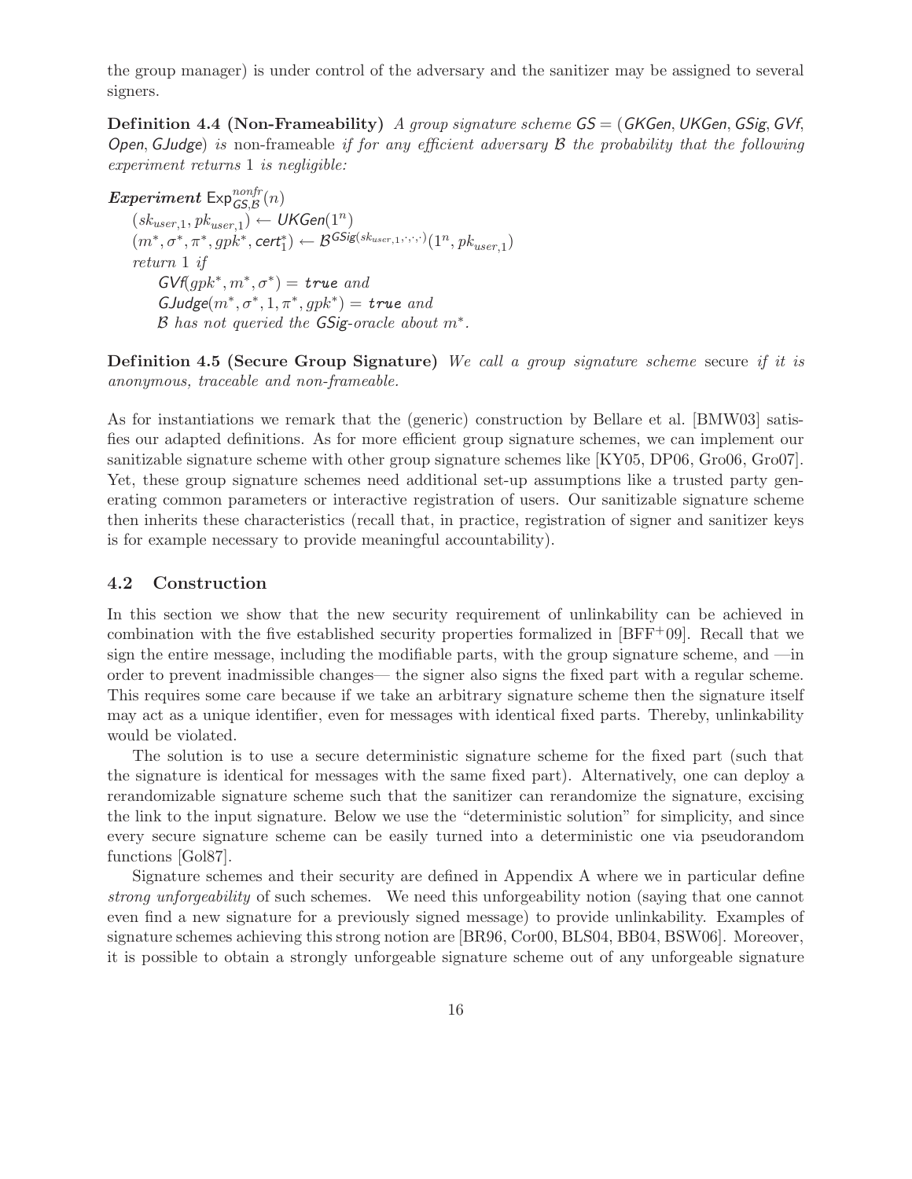the group manager) is under control of the adversary and the sanitizer may be assigned to several signers.

**Definition 4.4 (Non-Frameability)** *A group signature scheme* $\mathsf{GS} = (\mathsf{GKGen}, \mathsf{UKGen}, \mathsf{GSig}, \mathsf{GVf}, \mathsf{Open}, \mathsf{GJudge})$ *is* non-frameable *if for any efficient adversary* $\mathcal{B}$ *the probability that the following experiment returns* 1 *is negligible:*

***Experiment*** $\mathsf{Exp}^{nonfr}_{\mathsf{GS},\mathcal{B}}(n)$

$(sk_{user,1}, pk_{user,1}) \leftarrow \mathsf{UKGen}(1^n)$

$(m^*, \sigma^*, \pi^*, gpk^*, \mathsf{cert}^*_1) \leftarrow \mathcal{B}^{\mathsf{GSig}(sk_{user,1},\cdot,\cdot,\cdot)}(1^n, pk_{user,1})$

*return* 1 *if*

$\mathsf{GVf}(gpk^*, m^*, \sigma^*) = \textbf{\textit{true}}$ *and*

$\mathsf{GJudge}(m^*, \sigma^*, 1, \pi^*, gpk^*) = \textbf{\textit{true}}$ *and*

$\mathcal{B}$ *has not queried the* $\mathsf{GSig}$*-oracle about* $m^*$*.*

**Definition 4.5 (Secure Group Signature)** *We call a group signature scheme* secure *if it is anonymous, traceable and non-frameable.*

As for instantiations we remark that the (generic) construction by Bellare et al. [BMW03] satisfies our adapted definitions. As for more efficient group signature schemes, we can implement our sanitizable signature scheme with other group signature schemes like [KY05, DP06, Gro06, Gro07]. Yet, these group signature schemes need additional set-up assumptions like a trusted party generating common parameters or interactive registration of users. Our sanitizable signature scheme then inherits these characteristics (recall that, in practice, registration of signer and sanitizer keys is for example necessary to provide meaningful accountability).

## 4.2 Construction

In this section we show that the new security requirement of unlinkability can be achieved in combination with the five established security properties formalized in [BFF+09]. Recall that we sign the entire message, including the modifiable parts, with the group signature scheme, and —in order to prevent inadmissible changes— the signer also signs the fixed part with a regular scheme. This requires some care because if we take an arbitrary signature scheme then the signature itself may act as a unique identifier, even for messages with identical fixed parts. Thereby, unlinkability would be violated.

The solution is to use a secure deterministic signature scheme for the fixed part (such that the signature is identical for messages with the same fixed part). Alternatively, one can deploy a rerandomizable signature scheme such that the sanitizer can rerandomize the signature, excising the link to the input signature. Below we use the "deterministic solution" for simplicity, and since every secure signature scheme can be easily turned into a deterministic one via pseudorandom functions [Gol87].

Signature schemes and their security are defined in Appendix A where we in particular define *strong unforgeability* of such schemes. We need this unforgeability notion (saying that one cannot even find a new signature for a previously signed message) to provide unlinkability. Examples of signature schemes achieving this strong notion are [BR96, Cor00, BLS04, BB04, BSW06]. Moreover, it is possible to obtain a strongly unforgeable signature scheme out of any unforgeable signature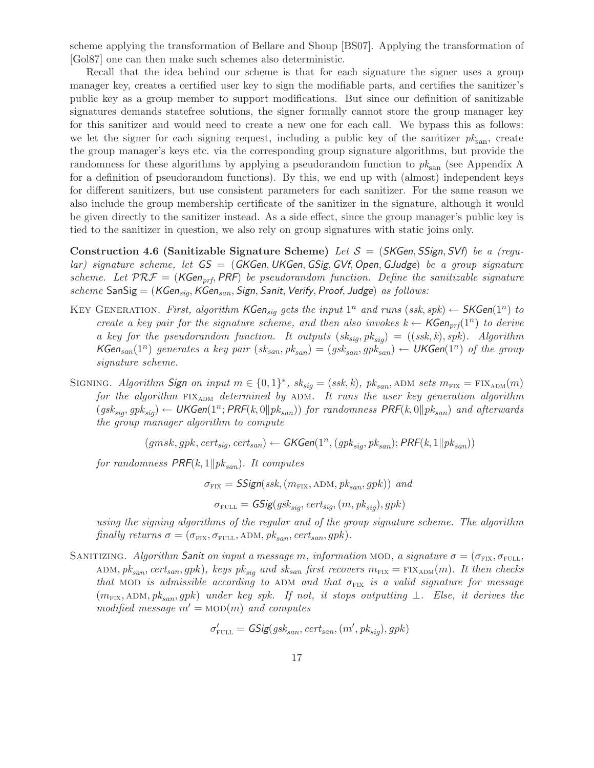scheme applying the transformation of Bellare and Shoup [BS07]. Applying the transformation of [Gol87] one can then make such schemes also deterministic.

Recall that the idea behind our scheme is that for each signature the signer uses a group manager key, creates a certified user key to sign the modifiable parts, and certifies the sanitizer's public key as a group member to support modifications. But since our definition of sanitizable signatures demands statefree solutions, the signer formally cannot store the group manager key for this sanitizer and would need to create a new one for each call. We bypass this as follows: we let the signer for each signing request, including a public key of the sanitizer $pk_{\text{san}}$, create the group manager's keys etc. via the corresponding group signature algorithms, but provide the randomness for these algorithms by applying a pseudorandom function to $pk_{\text{san}}$ (see Appendix A for a definition of pseudorandom functions). By this, we end up with (almost) independent keys for different sanitizers, but use consistent parameters for each sanitizer. For the same reason we also include the group membership certificate of the sanitizer in the signature, although it would be given directly to the sanitizer instead. As a side effect, since the group manager's public key is tied to the sanitizer in question, we also rely on group signatures with static joins only.

**Construction 4.6 (Sanitizable Signature Scheme)** *Let $\mathcal{S} = (\mathsf{SKGen}, \mathsf{SSign}, \mathsf{SVf})$ be a (regular) signature scheme, let $\mathsf{GS} = (\mathsf{GKGen}, \mathsf{UKGen}, \mathsf{GSig}, \mathsf{GVf}, \mathsf{Open}, \mathsf{GJudge})$ be a group signature scheme. Let $\mathcal{PRF} = (\mathsf{KGen}_{prf}, \mathsf{PRF})$ be pseudorandom function. Define the sanitizable signature scheme $\mathsf{SanSig} = (\mathsf{KGen}_{sig}, \mathsf{KGen}_{san}, \mathsf{Sign}, \mathsf{Sanit}, \mathsf{Verify}, \mathsf{Proof}, \mathsf{Judge})$ as follows:*

Key Generation. *First, algorithm $\mathsf{KGen}_{sig}$ gets the input $1^n$ and runs $(ssk, spk) \leftarrow \mathsf{SKGen}(1^n)$ to create a key pair for the signature scheme, and then also invokes $k \leftarrow \mathsf{KGen}_{prf}(1^n)$ to derive a key for the pseudorandom function. It outputs $(sk_{sig}, pk_{sig}) = ((ssk, k), spk)$. Algorithm $\mathsf{KGen}_{san}(1^n)$ generates a key pair $(sk_{san}, pk_{san}) = (gsk_{san}, gpk_{san}) \leftarrow \mathsf{UKGen}(1^n)$ of the group signature scheme.*

Signing. *Algorithm $\mathsf{Sign}$ on input $m \in \{0,1\}^*$, $sk_{sig} = (ssk, k)$, $pk_{san}$, ADM sets $m_{\text{FIX}} = \text{FIX}_{\text{ADM}}(m)$ for the algorithm $\text{FIX}_{\text{ADM}}$ determined by ADM. It runs the user key generation algorithm $(gsk_{sig}, gpk_{sig}) \leftarrow \mathsf{UKGen}(1^n; \mathsf{PRF}(k, 0\|pk_{san}))$ for randomness $\mathsf{PRF}(k, 0\|pk_{san})$ and afterwards the group manager algorithm to compute*

$$(gmsk, gpk, cert_{sig}, cert_{san}) \leftarrow \mathsf{GKGen}(1^n, (gpk_{sig}, pk_{san}); \mathsf{PRF}(k, 1\|pk_{san}))$$

*for randomness $\mathsf{PRF}(k, 1\|pk_{san})$. It computes*

$$\sigma_{\text{FIX}} = \mathsf{SSign}(ssk, (m_{\text{FIX}}, \text{ADM}, pk_{san}, gpk)) \text{ and}$$

$$\sigma_{\text{FULL}} = \mathsf{GSig}(gsk_{sig}, cert_{sig}, (m, pk_{sig}), gpk)$$

*using the signing algorithms of the regular and of the group signature scheme. The algorithm finally returns $\sigma = (\sigma_{\text{FIX}}, \sigma_{\text{FULL}}, \text{ADM}, pk_{san}, cert_{san}, gpk)$.*

Sanitizing. *Algorithm $\mathsf{Sanit}$ on input a message $m$, information MOD, a signature $\sigma = (\sigma_{\text{FIX}}, \sigma_{\text{FULL}}, \text{ADM}, pk_{san}, cert_{san}, gpk)$, keys $pk_{sig}$ and $sk_{san}$ first recovers $m_{\text{FIX}} = \text{FIX}_{\text{ADM}}(m)$. It then checks that MOD is admissible according to ADM and that $\sigma_{\text{FIX}}$ is a valid signature for message $(m_{\text{FIX}}, \text{ADM}, pk_{san}, gpk)$ under key spk. If not, it stops outputting $\perp$. Else, it derives the modified message $m' = \text{MOD}(m)$ and computes*

$$\sigma'_{\text{FULL}} = \mathsf{GSig}(gsk_{san}, cert_{san}, (m', pk_{sig}), gpk)$$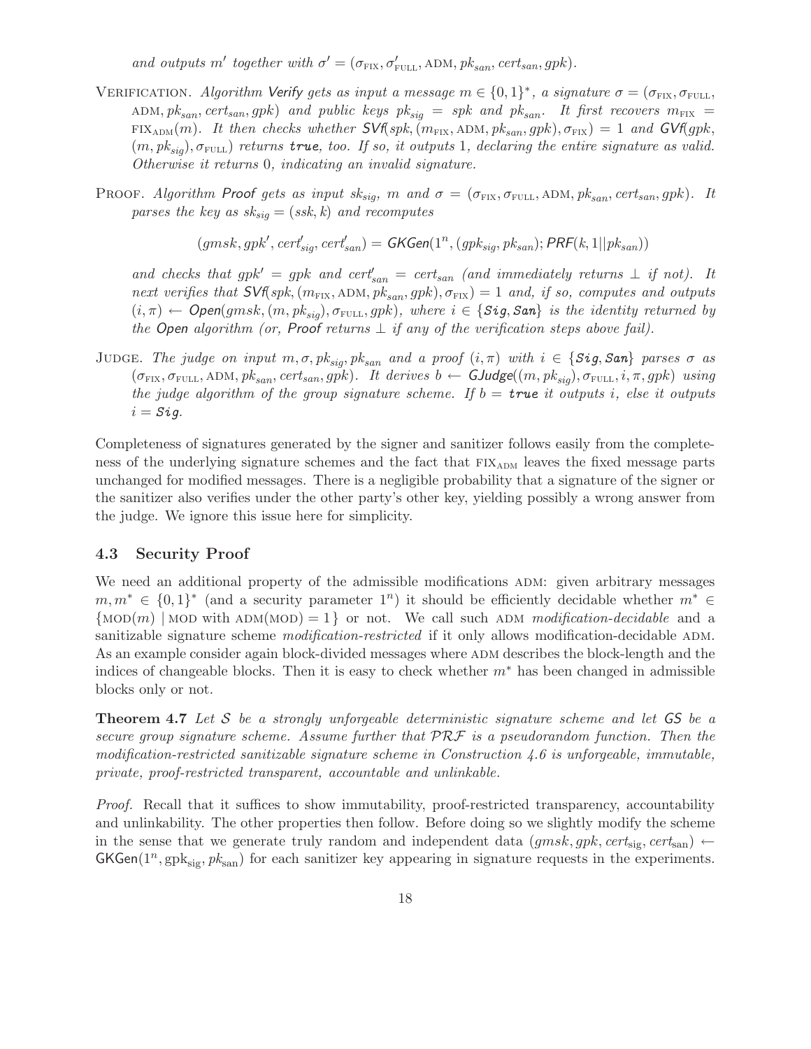*and outputs $m'$ together with $\sigma' = (\sigma_{\text{FIX}}, \sigma'_{\text{FULL}}, \text{ADM}, pk_{san}, cert_{san}, gpk)$.*

VERIFICATION. *Algorithm **Verify** gets as input a message $m \in \{0,1\}^*$, a signature $\sigma = (\sigma_{\text{FIX}}, \sigma_{\text{FULL}}, \text{ADM}, pk_{san}, cert_{san}, gpk)$ and public keys $pk_{sig} = spk$ and $pk_{san}$. It first recovers $m_{\text{FIX}} = \text{FIX}_{\text{ADM}}(m)$. It then checks whether $\mathsf{SVf}(spk, (m_{\text{FIX}}, \text{ADM}, pk_{san}, gpk), \sigma_{\text{FIX}}) = 1$ and $\mathsf{GVf}(gpk, (m, pk_{sig}), \sigma_{\text{FULL}})$ returns **true**, too. If so, it outputs 1, declaring the entire signature as valid. Otherwise it returns 0, indicating an invalid signature.*

PROOF. *Algorithm **Proof** gets as input $sk_{sig}$, $m$ and $\sigma = (\sigma_{\text{FIX}}, \sigma_{\text{FULL}}, \text{ADM}, pk_{san}, cert_{san}, gpk)$. It parses the key as $sk_{sig} = (ssk, k)$ and recomputes*

$$(gmsk, gpk', cert'_{sig}, cert'_{san}) = \mathsf{GKGen}(1^n, (gpk_{sig}, pk_{san}); \mathsf{PRF}(k, 1||pk_{san}))$$

*and checks that $gpk' = gpk$ and $cert'_{san} = cert_{san}$ (and immediately returns $\perp$ if not). It next verifies that $\mathsf{SVf}(spk, (m_{\text{FIX}}, \text{ADM}, pk_{san}, gpk), \sigma_{\text{FIX}}) = 1$ and, if so, computes and outputs $(i, \pi) \leftarrow \mathsf{Open}(gmsk, (m, pk_{sig}), \sigma_{\text{FULL}}, gpk)$, where $i \in \{\mathit{Sig}, \mathit{San}\}$ is the identity returned by the **Open** algorithm (or, **Proof** returns $\perp$ if any of the verification steps above fail).*

JUDGE. *The judge on input $m, \sigma, pk_{sig}, pk_{san}$ and a proof $(i, \pi)$ with $i \in \{\mathit{Sig}, \mathit{San}\}$ parses $\sigma$ as $(\sigma_{\text{FIX}}, \sigma_{\text{FULL}}, \text{ADM}, pk_{san}, cert_{san}, gpk)$. It derives $b \leftarrow \mathsf{GJudge}((m, pk_{sig}), \sigma_{\text{FULL}}, i, \pi, gpk)$ using the judge algorithm of the group signature scheme. If $b = $ **true** it outputs $i$, else it outputs $i = \mathit{Sig}$.*

Completeness of signatures generated by the signer and sanitizer follows easily from the completeness of the underlying signature schemes and the fact that $\text{FIX}_{\text{ADM}}$ leaves the fixed message parts unchanged for modified messages. There is a negligible probability that a signature of the signer or the sanitizer also verifies under the other party's other key, yielding possibly a wrong answer from the judge. We ignore this issue here for simplicity.

### 4.3 Security Proof

We need an additional property of the admissible modifications ADM: given arbitrary messages $m, m^* \in \{0,1\}^*$ (and a security parameter $1^n$) it should be efficiently decidable whether $m^* \in \{\text{MOD}(m) \mid \text{MOD with ADM(MOD)} = 1\}$ or not. We call such ADM *modification-decidable* and a sanitizable signature scheme *modification-restricted* if it only allows modification-decidable ADM. As an example consider again block-divided messages where ADM describes the block-length and the indices of changeable blocks. Then it is easy to check whether $m^*$ has been changed in admissible blocks only or not.

**Theorem 4.7** *Let $\mathcal{S}$ be a strongly unforgeable deterministic signature scheme and let $\mathcal{GS}$ be a secure group signature scheme. Assume further that $\mathcal{PRF}$ is a pseudorandom function. Then the modification-restricted sanitizable signature scheme in Construction 4.6 is unforgeable, immutable, private, proof-restricted transparent, accountable and unlinkable.*

*Proof.* Recall that it suffices to show immutability, proof-restricted transparency, accountability and unlinkability. The other properties then follow. Before doing so we slightly modify the scheme in the sense that we generate truly random and independent data $(gmsk, gpk, cert_{\text{sig}}, cert_{\text{san}}) \leftarrow \mathsf{GKGen}(1^n, \text{gpk}_{\text{sig}}, pk_{\text{san}})$ for each sanitizer key appearing in signature requests in the experiments.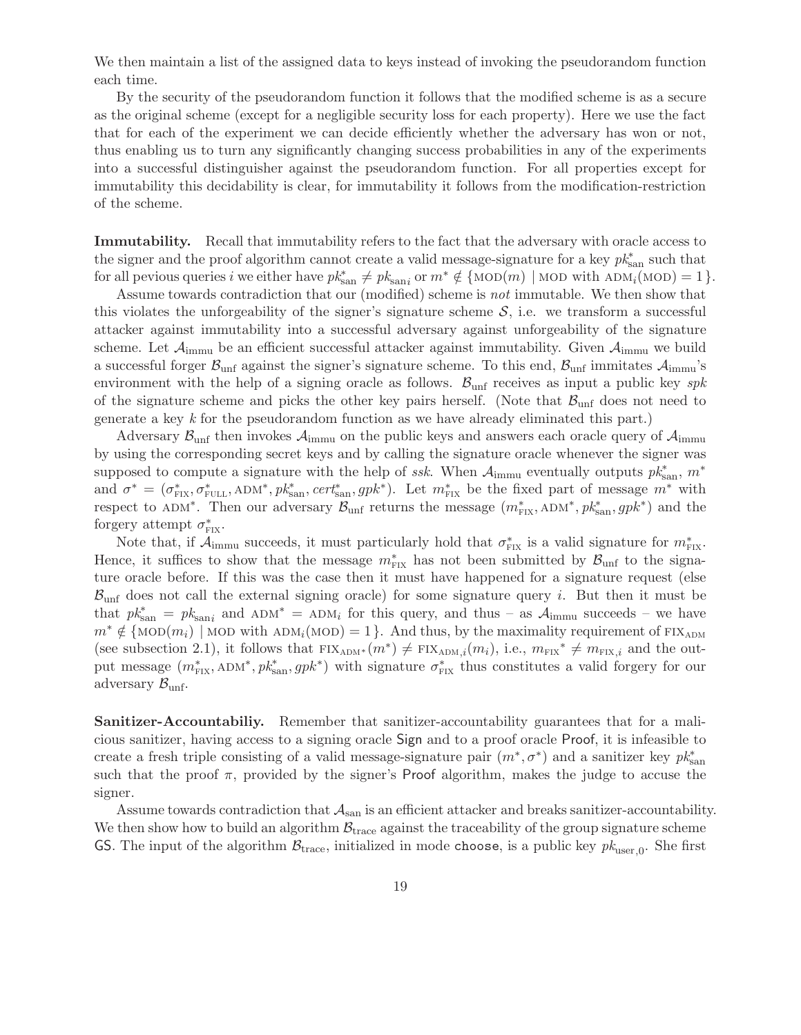We then maintain a list of the assigned data to keys instead of invoking the pseudorandom function each time.

By the security of the pseudorandom function it follows that the modified scheme is as a secure as the original scheme (except for a negligible security loss for each property). Here we use the fact that for each of the experiment we can decide efficiently whether the adversary has won or not, thus enabling us to turn any significantly changing success probabilities in any of the experiments into a successful distinguisher against the pseudorandom function. For all properties except for immutability this decidability is clear, for immutability it follows from the modification-restriction of the scheme.

**Immutability.** Recall that immutability refers to the fact that the adversary with oracle access to the signer and the proof algorithm cannot create a valid message-signature for a key $pk^*_{\text{san}}$ such that for all pevious queries $i$ we either have $pk^*_{\text{san}} \neq pk_{\text{san}i}$ or $m^* \notin \{\text{MOD}(m) \mid \text{MOD with } \text{ADM}_i(\text{MOD}) = 1\}$.

Assume towards contradiction that our (modified) scheme is *not* immutable. We then show that this violates the unforgeability of the signer's signature scheme $\mathcal{S}$, i.e. we transform a successful attacker against immutability into a successful adversary against unforgeability of the signature scheme. Let $\mathcal{A}_{\text{immu}}$ be an efficient successful attacker against immutability. Given $\mathcal{A}_{\text{immu}}$ we build a successful forger $\mathcal{B}_{\text{unf}}$ against the signer's signature scheme. To this end, $\mathcal{B}_{\text{unf}}$ immitates $\mathcal{A}_{\text{immu}}$'s environment with the help of a signing oracle as follows. $\mathcal{B}_{\text{unf}}$ receives as input a public key *spk* of the signature scheme and picks the other key pairs herself. (Note that $\mathcal{B}_{\text{unf}}$ does not need to generate a key $k$ for the pseudorandom function as we have already eliminated this part.)

Adversary $\mathcal{B}_{\text{unf}}$ then invokes $\mathcal{A}_{\text{immu}}$ on the public keys and answers each oracle query of $\mathcal{A}_{\text{immu}}$ by using the corresponding secret keys and by calling the signature oracle whenever the signer was supposed to compute a signature with the help of *ssk*. When $\mathcal{A}_{\text{immu}}$ eventually outputs $pk^*_{\text{san}}$, $m^*$ and $\sigma^* = (\sigma^*_{\text{FIX}}, \sigma^*_{\text{FULL}}, \text{ADM}^*, pk^*_{\text{san}}, cert^*_{\text{san}}, gpk^*)$. Let $m^*_{\text{FIX}}$ be the fixed part of message $m^*$ with respect to $\text{ADM}^*$. Then our adversary $\mathcal{B}_{\text{unf}}$ returns the message $(m^*_{\text{FIX}}, \text{ADM}^*, pk^*_{\text{san}}, gpk^*)$ and the forgery attempt $\sigma^*_{\text{FIX}}$.

Note that, if $\mathcal{A}_{\text{immu}}$ succeeds, it must particularly hold that $\sigma^*_{\text{FIX}}$ is a valid signature for $m^*_{\text{FIX}}$. Hence, it suffices to show that the message $m^*_{\text{FIX}}$ has not been submitted by $\mathcal{B}_{\text{unf}}$ to the signature oracle before. If this was the case then it must have happened for a signature request (else $\mathcal{B}_{\text{unf}}$ does not call the external signing oracle) for some signature query $i$. But then it must be that $pk^*_{\text{san}} = pk_{\text{san}i}$ and $\text{ADM}^* = \text{ADM}_i$ for this query, and thus – as $\mathcal{A}_{\text{immu}}$ succeeds – we have $m^* \notin \{\text{MOD}(m_i) \mid \text{MOD with } \text{ADM}_i(\text{MOD}) = 1\}$. And thus, by the maximality requirement of $\text{FIX}_{\text{ADM}}$ (see subsection 2.1), it follows that $\text{FIX}_{\text{ADM}^*}(m^*) \neq \text{FIX}_{\text{ADM},i}(m_i)$, i.e., $m_{\text{FIX}}{}^* \neq m_{\text{FIX},i}$ and the output message $(m^*_{\text{FIX}}, \text{ADM}^*, pk^*_{\text{san}}, gpk^*)$ with signature $\sigma^*_{\text{FIX}}$ thus constitutes a valid forgery for our adversary $\mathcal{B}_{\text{unf}}$.

**Sanitizer-Accountabiliy.** Remember that sanitizer-accountability guarantees that for a malicious sanitizer, having access to a signing oracle Sign and to a proof oracle Proof, it is infeasible to create a fresh triple consisting of a valid message-signature pair $(m^*, \sigma^*)$ and a sanitizer key $pk^*_{\text{san}}$ such that the proof $\pi$, provided by the signer's Proof algorithm, makes the judge to accuse the signer.

Assume towards contradiction that $\mathcal{A}_{\text{san}}$ is an efficient attacker and breaks sanitizer-accountability. We then show how to build an algorithm $\mathcal{B}_{\text{trace}}$ against the traceability of the group signature scheme GS. The input of the algorithm $\mathcal{B}_{\text{trace}}$, initialized in mode `choose`, is a public key $pk_{\text{user},0}$. She first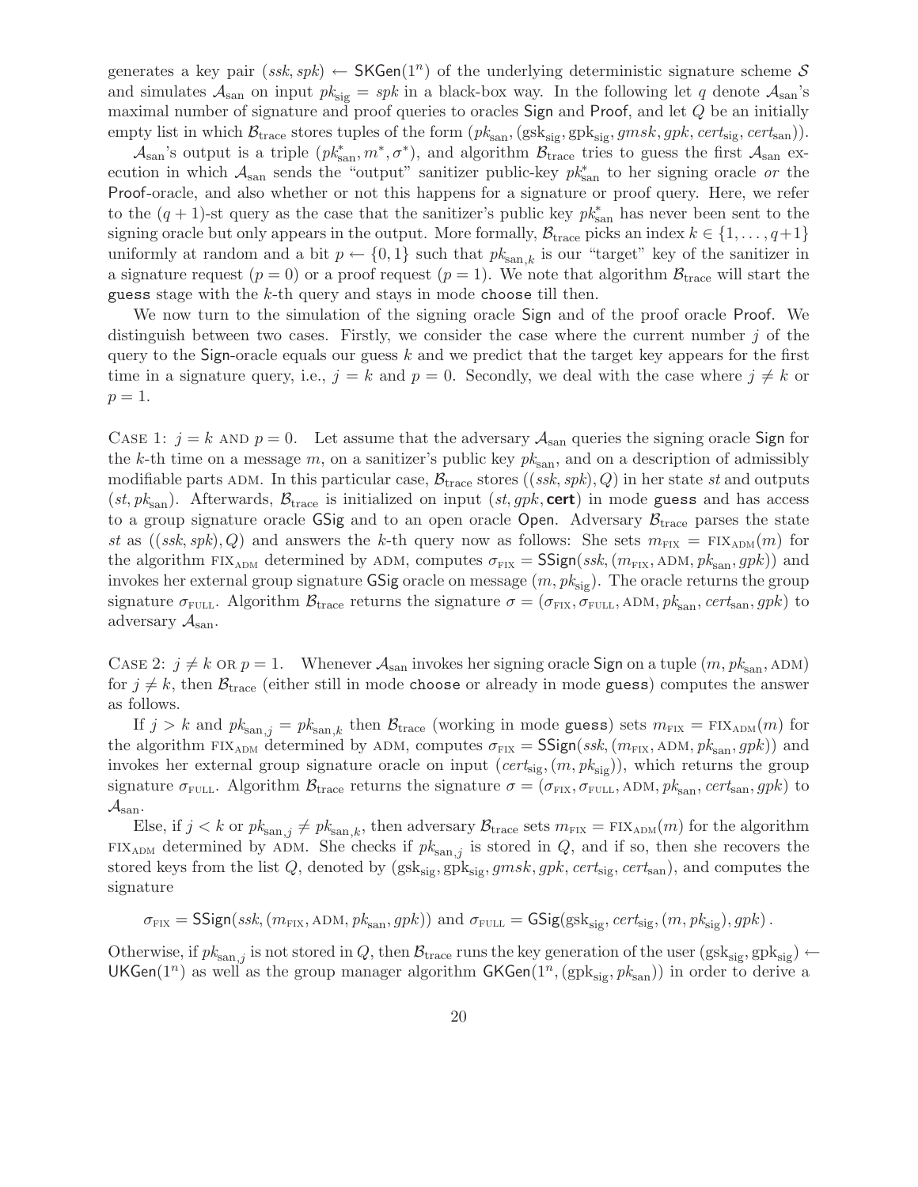generates a key pair $(ssk, spk) \leftarrow \mathsf{SKGen}(1^n)$ of the underlying deterministic signature scheme $\mathcal{S}$ and simulates $\mathcal{A}_{\text{san}}$ on input $pk_{\text{sig}} = spk$ in a black-box way. In the following let $q$ denote $\mathcal{A}_{\text{san}}$'s maximal number of signature and proof queries to oracles Sign and Proof, and let $Q$ be an initially empty list in which $\mathcal{B}_{\text{trace}}$ stores tuples of the form $(pk_{\text{san}}, (\text{gsk}_{\text{sig}}, \text{gpk}_{\text{sig}}, gmsk, gpk, cert_{\text{sig}}, cert_{\text{san}}))$.

$\mathcal{A}_{\text{san}}$'s output is a triple $(pk^*_{\text{san}}, m^*, \sigma^*)$, and algorithm $\mathcal{B}_{\text{trace}}$ tries to guess the first $\mathcal{A}_{\text{san}}$ execution in which $\mathcal{A}_{\text{san}}$ sends the "output" sanitizer public-key $pk^*_{\text{san}}$ to her signing oracle *or* the Proof-oracle, and also whether or not this happens for a signature or proof query. Here, we refer to the $(q+1)$-st query as the case that the sanitizer's public key $pk^*_{\text{san}}$ has never been sent to the signing oracle but only appears in the output. More formally, $\mathcal{B}_{\text{trace}}$ picks an index $k \in \{1, \ldots, q+1\}$ uniformly at random and a bit $p \leftarrow \{0,1\}$ such that $pk_{\text{san},k}$ is our "target" key of the sanitizer in a signature request ($p = 0$) or a proof request ($p = 1$). We note that algorithm $\mathcal{B}_{\text{trace}}$ will start the guess stage with the $k$-th query and stays in mode choose till then.

We now turn to the simulation of the signing oracle Sign and of the proof oracle Proof. We distinguish between two cases. Firstly, we consider the case where the current number $j$ of the query to the Sign-oracle equals our guess $k$ and we predict that the target key appears for the first time in a signature query, i.e., $j = k$ and $p = 0$. Secondly, we deal with the case where $j \neq k$ or $p = 1$.

Case 1: $j = k$ and $p = 0$. Let assume that the adversary $\mathcal{A}_{\text{san}}$ queries the signing oracle Sign for the $k$-th time on a message $m$, on a sanitizer's public key $pk_{\text{san}}$, and on a description of admissibly modifiable parts ADM. In this particular case, $\mathcal{B}_{\text{trace}}$ stores $((ssk, spk), Q)$ in her state $st$ and outputs $(st, pk_{\text{san}})$. Afterwards, $\mathcal{B}_{\text{trace}}$ is initialized on input $(st, gpk, \textbf{cert})$ in mode guess and has access to a group signature oracle GSig and to an open oracle Open. Adversary $\mathcal{B}_{\text{trace}}$ parses the state $st$ as $((ssk, spk), Q)$ and answers the $k$-th query now as follows: She sets $m_{\text{FIX}} = \text{FIX}_{\text{ADM}}(m)$ for the algorithm $\text{FIX}_{\text{ADM}}$ determined by ADM, computes $\sigma_{\text{FIX}} = \mathsf{SSign}(ssk, (m_{\text{FIX}}, \text{ADM}, pk_{\text{san}}, gpk))$ and invokes her external group signature GSig oracle on message $(m, pk_{\text{sig}})$. The oracle returns the group signature $\sigma_{\text{FULL}}$. Algorithm $\mathcal{B}_{\text{trace}}$ returns the signature $\sigma = (\sigma_{\text{FIX}}, \sigma_{\text{FULL}}, \text{ADM}, pk_{\text{san}}, cert_{\text{san}}, gpk)$ to adversary $\mathcal{A}_{\text{san}}$.

Case 2: $j \neq k$ or $p = 1$. Whenever $\mathcal{A}_{\text{san}}$ invokes her signing oracle Sign on a tuple $(m, pk_{\text{san}}, \text{ADM})$ for $j \neq k$, then $\mathcal{B}_{\text{trace}}$ (either still in mode choose or already in mode guess) computes the answer as follows.

If $j > k$ and $pk_{\text{san},j} = pk_{\text{san},k}$ then $\mathcal{B}_{\text{trace}}$ (working in mode guess) sets $m_{\text{FIX}} = \text{FIX}_{\text{ADM}}(m)$ for the algorithm $\text{FIX}_{\text{ADM}}$ determined by ADM, computes $\sigma_{\text{FIX}} = \mathsf{SSign}(ssk, (m_{\text{FIX}}, \text{ADM}, pk_{\text{san}}, gpk))$ and invokes her external group signature oracle on input $(cert_{\text{sig}}, (m, pk_{\text{sig}}))$, which returns the group signature $\sigma_{\text{FULL}}$. Algorithm $\mathcal{B}_{\text{trace}}$ returns the signature $\sigma = (\sigma_{\text{FIX}}, \sigma_{\text{FULL}}, \text{ADM}, pk_{\text{san}}, cert_{\text{san}}, gpk)$ to $\mathcal{A}_{\text{san}}$.

Else, if $j < k$ or $pk_{\text{san},j} \neq pk_{\text{san},k}$, then adversary $\mathcal{B}_{\text{trace}}$ sets $m_{\text{FIX}} = \text{FIX}_{\text{ADM}}(m)$ for the algorithm $\text{FIX}_{\text{ADM}}$ determined by ADM. She checks if $pk_{\text{san},j}$ is stored in $Q$, and if so, then she recovers the stored keys from the list $Q$, denoted by $(\text{gsk}_{\text{sig}}, \text{gpk}_{\text{sig}}, gmsk, gpk, cert_{\text{sig}}, cert_{\text{san}})$, and computes the signature

$$\sigma_{\text{FIX}} = \mathsf{SSign}(ssk, (m_{\text{FIX}}, \text{ADM}, pk_{\text{san}}, gpk)) \text{ and } \sigma_{\text{FULL}} = \mathsf{GSig}(\text{gsk}_{\text{sig}}, cert_{\text{sig}}, (m, pk_{\text{sig}}), gpk)\,.$$

Otherwise, if $pk_{\text{san},j}$ is not stored in $Q$, then $\mathcal{B}_{\text{trace}}$ runs the key generation of the user $(\text{gsk}_{\text{sig}}, \text{gpk}_{\text{sig}}) \leftarrow \mathsf{UKGen}(1^n)$ as well as the group manager algorithm $\mathsf{GKGen}(1^n, (\text{gpk}_{\text{sig}}, pk_{\text{san}}))$ in order to derive a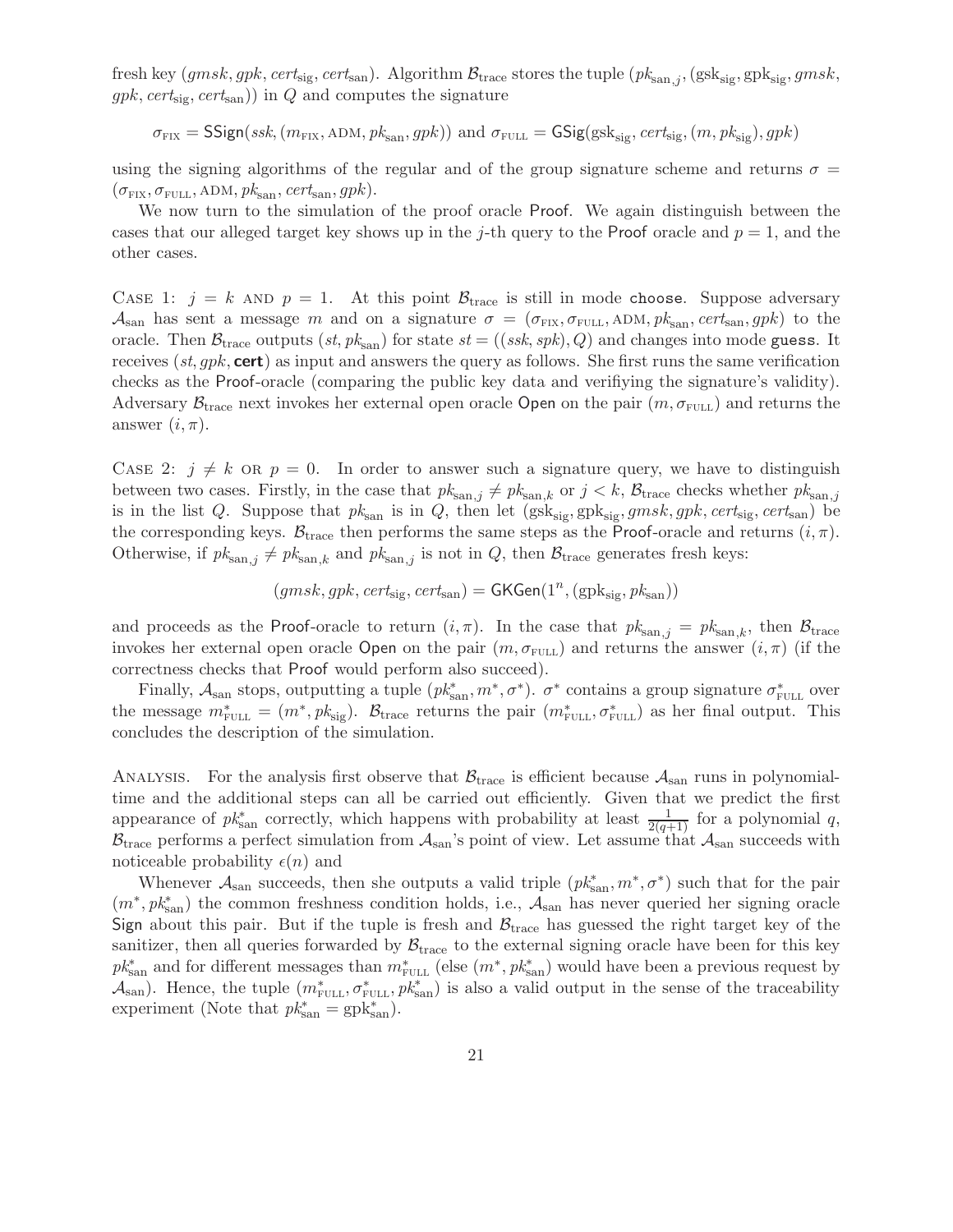fresh key $(gmsk, gpk, cert_{\mathrm{sig}}, cert_{\mathrm{san}})$. Algorithm $\mathcal{B}_{\mathrm{trace}}$ stores the tuple $(pk_{\mathrm{san},j}, (\mathrm{gsk}_{\mathrm{sig}}, \mathrm{gpk}_{\mathrm{sig}}, gmsk, gpk, cert_{\mathrm{sig}}, cert_{\mathrm{san}}))$ in $Q$ and computes the signature

$$\sigma_{\mathrm{FIX}} = \mathsf{SSign}(ssk, (m_{\mathrm{FIX}}, \mathrm{ADM}, pk_{\mathrm{san}}, gpk)) \text{ and } \sigma_{\mathrm{FULL}} = \mathsf{GSig}(\mathrm{gsk}_{\mathrm{sig}}, cert_{\mathrm{sig}}, (m, pk_{\mathrm{sig}}), gpk)$$

using the signing algorithms of the regular and of the group signature scheme and returns $\sigma = (\sigma_{\mathrm{FIX}}, \sigma_{\mathrm{FULL}}, \mathrm{ADM}, pk_{\mathrm{san}}, cert_{\mathrm{san}}, gpk)$.

We now turn to the simulation of the proof oracle Proof. We again distinguish between the cases that our alleged target key shows up in the $j$-th query to the Proof oracle and $p = 1$, and the other cases.

Case 1: $j = k$ and $p = 1$. At this point $\mathcal{B}_{\mathrm{trace}}$ is still in mode choose. Suppose adversary $\mathcal{A}_{\mathrm{san}}$ has sent a message $m$ and on a signature $\sigma = (\sigma_{\mathrm{FIX}}, \sigma_{\mathrm{FULL}}, \mathrm{ADM}, pk_{\mathrm{san}}, cert_{\mathrm{san}}, gpk)$ to the oracle. Then $\mathcal{B}_{\mathrm{trace}}$ outputs $(st, pk_{\mathrm{san}})$ for state $st = ((ssk, spk), Q)$ and changes into mode guess. It receives $(st, gpk, \mathbf{cert})$ as input and answers the query as follows. She first runs the same verification checks as the Proof-oracle (comparing the public key data and verifiying the signature's validity). Adversary $\mathcal{B}_{\mathrm{trace}}$ next invokes her external open oracle Open on the pair $(m, \sigma_{\mathrm{FULL}})$ and returns the answer $(i, \pi)$.

Case 2: $j \neq k$ or $p = 0$. In order to answer such a signature query, we have to distinguish between two cases. Firstly, in the case that $pk_{\mathrm{san},j} \neq pk_{\mathrm{san},k}$ or $j < k$, $\mathcal{B}_{\mathrm{trace}}$ checks whether $pk_{\mathrm{san},j}$ is in the list $Q$. Suppose that $pk_{\mathrm{san}}$ is in $Q$, then let $(\mathrm{gsk}_{\mathrm{sig}}, \mathrm{gpk}_{\mathrm{sig}}, gmsk, gpk, cert_{\mathrm{sig}}, cert_{\mathrm{san}})$ be the corresponding keys. $\mathcal{B}_{\mathrm{trace}}$ then performs the same steps as the Proof-oracle and returns $(i, \pi)$. Otherwise, if $pk_{\mathrm{san},j} \neq pk_{\mathrm{san},k}$ and $pk_{\mathrm{san},j}$ is not in $Q$, then $\mathcal{B}_{\mathrm{trace}}$ generates fresh keys:

$$(gmsk, gpk, cert_{\mathrm{sig}}, cert_{\mathrm{san}}) = \mathsf{GKGen}(1^n, (\mathrm{gpk}_{\mathrm{sig}}, pk_{\mathrm{san}}))$$

and proceeds as the Proof-oracle to return $(i, \pi)$. In the case that $pk_{\mathrm{san},j} = pk_{\mathrm{san},k}$, then $\mathcal{B}_{\mathrm{trace}}$ invokes her external open oracle Open on the pair $(m, \sigma_{\mathrm{FULL}})$ and returns the answer $(i, \pi)$ (if the correctness checks that Proof would perform also succeed).

Finally, $\mathcal{A}_{\mathrm{san}}$ stops, outputting a tuple $(pk^*_{\mathrm{san}}, m^*, \sigma^*)$. $\sigma^*$ contains a group signature $\sigma^*_{\mathrm{FULL}}$ over the message $m^*_{\mathrm{FULL}} = (m^*, pk_{\mathrm{sig}})$. $\mathcal{B}_{\mathrm{trace}}$ returns the pair $(m^*_{\mathrm{FULL}}, \sigma^*_{\mathrm{FULL}})$ as her final output. This concludes the description of the simulation.

Analysis. For the analysis first observe that $\mathcal{B}_{\mathrm{trace}}$ is efficient because $\mathcal{A}_{\mathrm{san}}$ runs in polynomial-time and the additional steps can all be carried out efficiently. Given that we predict the first appearance of $pk^*_{\mathrm{san}}$ correctly, which happens with probability at least $\frac{1}{2(q+1)}$ for a polynomial $q$, $\mathcal{B}_{\mathrm{trace}}$ performs a perfect simulation from $\mathcal{A}_{\mathrm{san}}$'s point of view. Let assume that $\mathcal{A}_{\mathrm{san}}$ succeeds with noticeable probability $\epsilon(n)$ and

Whenever $\mathcal{A}_{\mathrm{san}}$ succeeds, then she outputs a valid triple $(pk^*_{\mathrm{san}}, m^*, \sigma^*)$ such that for the pair $(m^*, pk^*_{\mathrm{san}})$ the common freshness condition holds, i.e., $\mathcal{A}_{\mathrm{san}}$ has never queried her signing oracle Sign about this pair. But if the tuple is fresh and $\mathcal{B}_{\mathrm{trace}}$ has guessed the right target key of the sanitizer, then all queries forwarded by $\mathcal{B}_{\mathrm{trace}}$ to the external signing oracle have been for this key $pk^*_{\mathrm{san}}$ and for different messages than $m^*_{\mathrm{FULL}}$ (else $(m^*, pk^*_{\mathrm{san}})$ would have been a previous request by $\mathcal{A}_{\mathrm{san}}$). Hence, the tuple $(m^*_{\mathrm{FULL}}, \sigma^*_{\mathrm{FULL}}, pk^*_{\mathrm{san}})$ is also a valid output in the sense of the traceability experiment (Note that $pk^*_{\mathrm{san}} = \mathrm{gpk}^*_{\mathrm{san}}$).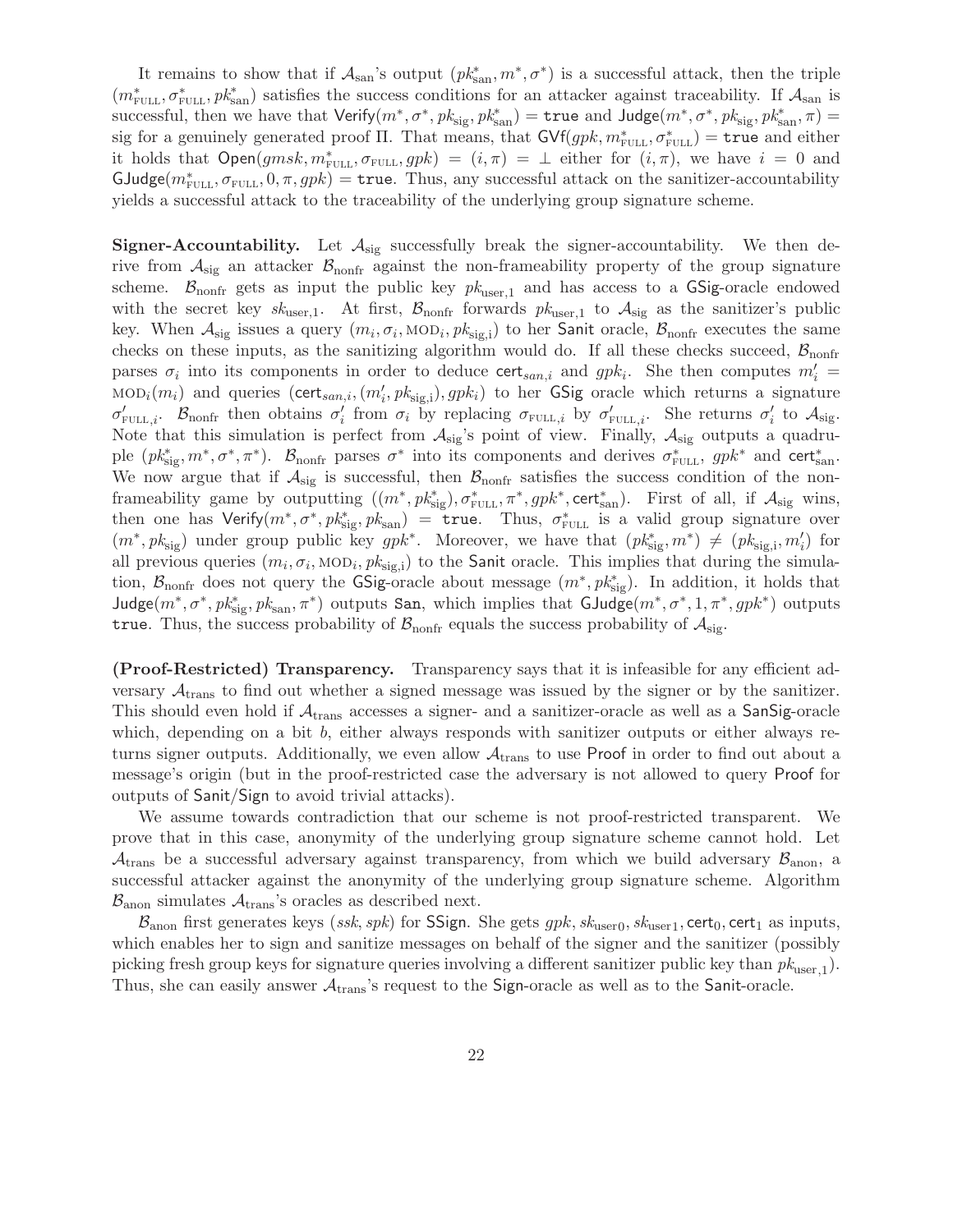It remains to show that if $\mathcal{A}_{\text{san}}$'s output $(pk^*_{\text{san}}, m^*, \sigma^*)$ is a successful attack, then the triple $(m^*_{\text{FULL}}, \sigma^*_{\text{FULL}}, pk^*_{\text{san}})$ satisfies the success conditions for an attacker against traceability. If $\mathcal{A}_{\text{san}}$ is successful, then we have that $\mathsf{Verify}(m^*, \sigma^*, pk_{\text{sig}}, pk^*_{\text{san}}) = \mathtt{true}$ and $\mathsf{Judge}(m^*, \sigma^*, pk_{\text{sig}}, pk^*_{\text{san}}, \pi) = \text{sig}$ for a genuinely generated proof $\Pi$. That means, that $\mathsf{GVf}(gpk, m^*_{\text{FULL}}, \sigma^*_{\text{FULL}}) = \mathtt{true}$ and either it holds that $\mathsf{Open}(gmsk, m^*_{\text{FULL}}, \sigma_{\text{FULL}}, gpk) = (i, \pi) = \perp$ either for $(i, \pi)$, we have $i = 0$ and $\mathsf{GJudge}(m^*_{\text{FULL}}, \sigma_{\text{FULL}}, 0, \pi, gpk) = \mathtt{true}$. Thus, any successful attack on the sanitizer-accountability yields a successful attack to the traceability of the underlying group signature scheme.

**Signer-Accountability.** Let $\mathcal{A}_{\text{sig}}$ successfully break the signer-accountability. We then derive from $\mathcal{A}_{\text{sig}}$ an attacker $\mathcal{B}_{\text{nonfr}}$ against the non-frameability property of the group signature scheme. $\mathcal{B}_{\text{nonfr}}$ gets as input the public key $pk_{\text{user},1}$ and has access to a $\mathsf{GSig}$-oracle endowed with the secret key $sk_{\text{user},1}$. At first, $\mathcal{B}_{\text{nonfr}}$ forwards $pk_{\text{user},1}$ to $\mathcal{A}_{\text{sig}}$ as the sanitizer's public key. When $\mathcal{A}_{\text{sig}}$ issues a query $(m_i, \sigma_i, \text{MOD}_i, pk_{\text{sig,i}})$ to her $\mathsf{Sanit}$ oracle, $\mathcal{B}_{\text{nonfr}}$ executes the same checks on these inputs, as the sanitizing algorithm would do. If all these checks succeed, $\mathcal{B}_{\text{nonfr}}$ parses $\sigma_i$ into its components in order to deduce $\mathsf{cert}_{san,i}$ and $gpk_i$. She then computes $m'_i = \text{MOD}_i(m_i)$ and queries $(\mathsf{cert}_{san,i}, (m'_i, pk_{\text{sig,i}}), gpk_i)$ to her $\mathsf{GSig}$ oracle which returns a signature $\sigma'_{\text{FULL},i}$. $\mathcal{B}_{\text{nonfr}}$ then obtains $\sigma'_i$ from $\sigma_i$ by replacing $\sigma_{\text{FULL},i}$ by $\sigma'_{\text{FULL},i}$. She returns $\sigma'_i$ to $\mathcal{A}_{\text{sig}}$. Note that this simulation is perfect from $\mathcal{A}_{\text{sig}}$'s point of view. Finally, $\mathcal{A}_{\text{sig}}$ outputs a quadruple $(pk^*_{\text{sig}}, m^*, \sigma^*, \pi^*)$. $\mathcal{B}_{\text{nonfr}}$ parses $\sigma^*$ into its components and derives $\sigma^*_{\text{FULL}}$, $gpk^*$ and $\mathsf{cert}^*_{\text{san}}$. We now argue that if $\mathcal{A}_{\text{sig}}$ is successful, then $\mathcal{B}_{\text{nonfr}}$ satisfies the success condition of the non-frameability game by outputting $((m^*, pk^*_{\text{sig}}), \sigma^*_{\text{FULL}}, \pi^*, gpk^*, \mathsf{cert}^*_{\text{san}})$. First of all, if $\mathcal{A}_{\text{sig}}$ wins, then one has $\mathsf{Verify}(m^*, \sigma^*, pk^*_{\text{sig}}, pk_{\text{san}}) = \mathtt{true}$. Thus, $\sigma^*_{\text{FULL}}$ is a valid group signature over $(m^*, pk_{\text{sig}})$ under group public key $gpk^*$. Moreover, we have that $(pk^*_{\text{sig}}, m^*) \neq (pk_{\text{sig,i}}, m'_i)$ for all previous queries $(m_i, \sigma_i, \text{MOD}_i, pk_{\text{sig,i}})$ to the $\mathsf{Sanit}$ oracle. This implies that during the simulation, $\mathcal{B}_{\text{nonfr}}$ does not query the $\mathsf{GSig}$-oracle about message $(m^*, pk^*_{\text{sig}})$. In addition, it holds that $\mathsf{Judge}(m^*, \sigma^*, pk^*_{\text{sig}}, pk_{\text{san}}, \pi^*)$ outputs $\mathtt{San}$, which implies that $\mathsf{GJudge}(m^*, \sigma^*, 1, \pi^*, gpk^*)$ outputs $\mathtt{true}$. Thus, the success probability of $\mathcal{B}_{\text{nonfr}}$ equals the success probability of $\mathcal{A}_{\text{sig}}$.

**(Proof-Restricted) Transparency.** Transparency says that it is infeasible for any efficient adversary $\mathcal{A}_{\text{trans}}$ to find out whether a signed message was issued by the signer or by the sanitizer. This should even hold if $\mathcal{A}_{\text{trans}}$ accesses a signer- and a sanitizer-oracle as well as a $\mathsf{SanSig}$-oracle which, depending on a bit $b$, either always responds with sanitizer outputs or either always returns signer outputs. Additionally, we even allow $\mathcal{A}_{\text{trans}}$ to use $\mathsf{Proof}$ in order to find out about a message's origin (but in the proof-restricted case the adversary is not allowed to query $\mathsf{Proof}$ for outputs of $\mathsf{Sanit}$/$\mathsf{Sign}$ to avoid trivial attacks).

We assume towards contradiction that our scheme is not proof-restricted transparent. We prove that in this case, anonymity of the underlying group signature scheme cannot hold. Let $\mathcal{A}_{\text{trans}}$ be a successful adversary against transparency, from which we build adversary $\mathcal{B}_{\text{anon}}$, a successful attacker against the anonymity of the underlying group signature scheme. Algorithm $\mathcal{B}_{\text{anon}}$ simulates $\mathcal{A}_{\text{trans}}$'s oracles as described next.

$\mathcal{B}_{\text{anon}}$ first generates keys $(ssk, spk)$ for $\mathsf{SSign}$. She gets $gpk, sk_{\text{user}0}, sk_{\text{user}1}, \mathsf{cert}_0, \mathsf{cert}_1$ as inputs, which enables her to sign and sanitize messages on behalf of the signer and the sanitizer (possibly picking fresh group keys for signature queries involving a different sanitizer public key than $pk_{\text{user},1}$). Thus, she can easily answer $\mathcal{A}_{\text{trans}}$'s request to the $\mathsf{Sign}$-oracle as well as to the $\mathsf{Sanit}$-oracle.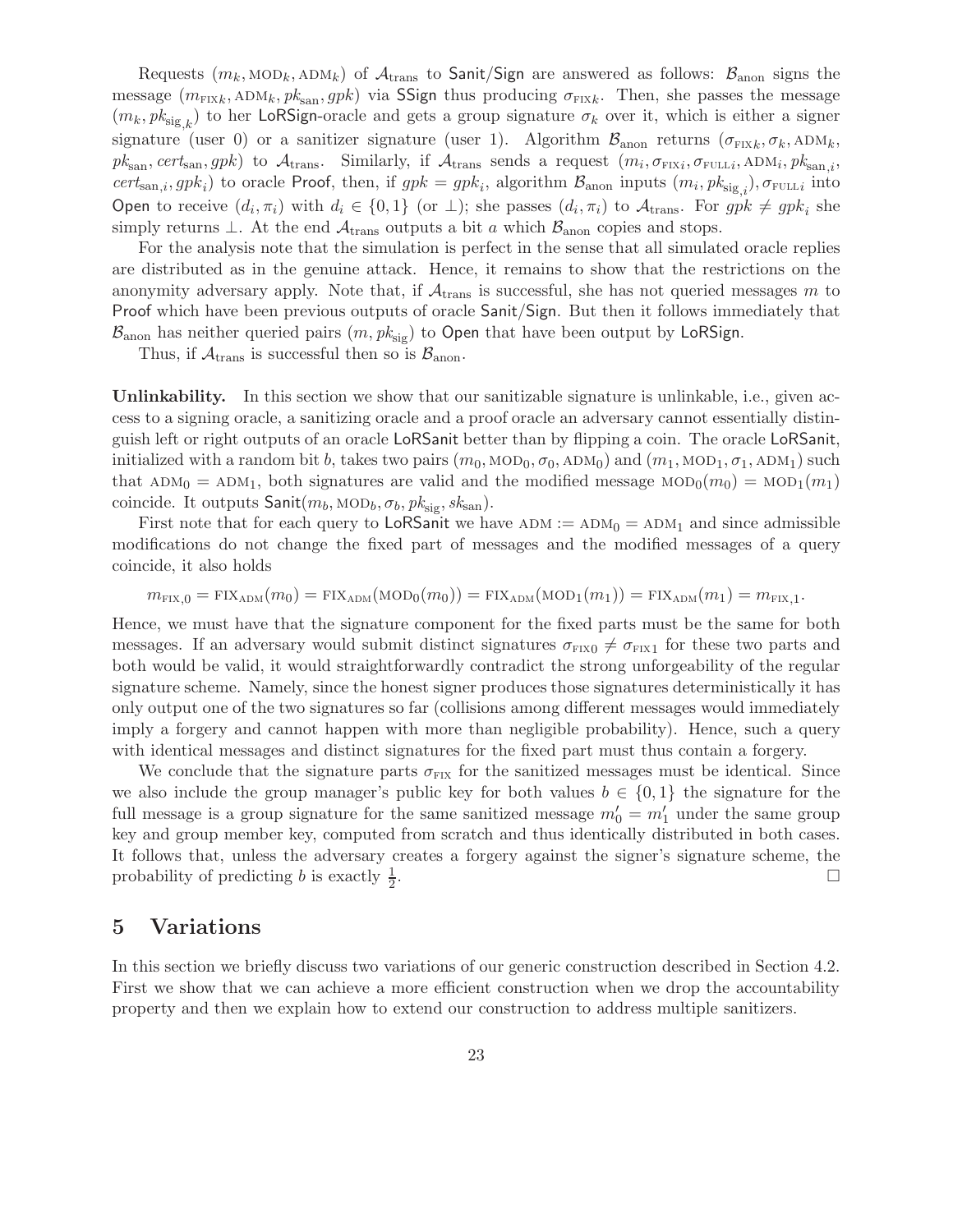Requests $(m_k, \text{MOD}_k, \text{ADM}_k)$ of $\mathcal{A}_{\text{trans}}$ to Sanit/Sign are answered as follows: $\mathcal{B}_{\text{anon}}$ signs the message $(m_{\text{FIX}k}, \text{ADM}_k, pk_{\text{san}}, gpk)$ via SSign thus producing $\sigma_{\text{FIX}k}$. Then, she passes the message $(m_k, pk_{\text{sig},k})$ to her LoRSign-oracle and gets a group signature $\sigma_k$ over it, which is either a signer signature (user 0) or a sanitizer signature (user 1). Algorithm $\mathcal{B}_{\text{anon}}$ returns $(\sigma_{\text{FIX}k}, \sigma_k, \text{ADM}_k, pk_{\text{san}}, cert_{\text{san}}, gpk)$ to $\mathcal{A}_{\text{trans}}$. Similarly, if $\mathcal{A}_{\text{trans}}$ sends a request $(m_i, \sigma_{\text{FIX}i}, \sigma_{\text{FULL}i}, \text{ADM}_i, pk_{\text{san},i}, cert_{\text{san},i}, gpk_i)$ to oracle Proof, then, if $gpk = gpk_i$, algorithm $\mathcal{B}_{\text{anon}}$ inputs $(m_i, pk_{\text{sig},i}), \sigma_{\text{FULL}i}$ into Open to receive $(d_i, \pi_i)$ with $d_i \in \{0,1\}$ (or $\perp$); she passes $(d_i, \pi_i)$ to $\mathcal{A}_{\text{trans}}$. For $gpk \neq gpk_i$ she simply returns $\perp$. At the end $\mathcal{A}_{\text{trans}}$ outputs a bit $a$ which $\mathcal{B}_{\text{anon}}$ copies and stops.

For the analysis note that the simulation is perfect in the sense that all simulated oracle replies are distributed as in the genuine attack. Hence, it remains to show that the restrictions on the anonymity adversary apply. Note that, if $\mathcal{A}_{\text{trans}}$ is successful, she has not queried messages $m$ to Proof which have been previous outputs of oracle Sanit/Sign. But then it follows immediately that $\mathcal{B}_{\text{anon}}$ has neither queried pairs $(m, pk_{\text{sig}})$ to Open that have been output by LoRSign.

Thus, if $\mathcal{A}_{\text{trans}}$ is successful then so is $\mathcal{B}_{\text{anon}}$.

**Unlinkability.** In this section we show that our sanitizable signature is unlinkable, i.e., given access to a signing oracle, a sanitizing oracle and a proof oracle an adversary cannot essentially distinguish left or right outputs of an oracle LoRSanit better than by flipping a coin. The oracle LoRSanit, initialized with a random bit $b$, takes two pairs $(m_0, \text{MOD}_0, \sigma_0, \text{ADM}_0)$ and $(m_1, \text{MOD}_1, \sigma_1, \text{ADM}_1)$ such that $\text{ADM}_0 = \text{ADM}_1$, both signatures are valid and the modified message $\text{MOD}_0(m_0) = \text{MOD}_1(m_1)$ coincide. It outputs $\text{Sanit}(m_b, \text{MOD}_b, \sigma_b, pk_{\text{sig}}, sk_{\text{san}})$.

First note that for each query to LoRSanit we have $\text{ADM} := \text{ADM}_0 = \text{ADM}_1$ and since admissible modifications do not change the fixed part of messages and the modified messages of a query coincide, it also holds

$$m_{\text{FIX},0} = \text{FIX}_{\text{ADM}}(m_0) = \text{FIX}_{\text{ADM}}(\text{MOD}_0(m_0)) = \text{FIX}_{\text{ADM}}(\text{MOD}_1(m_1)) = \text{FIX}_{\text{ADM}}(m_1) = m_{\text{FIX},1}.$$

Hence, we must have that the signature component for the fixed parts must be the same for both messages. If an adversary would submit distinct signatures $\sigma_{\text{FIX}0} \neq \sigma_{\text{FIX}1}$ for these two parts and both would be valid, it would straightforwardly contradict the strong unforgeability of the regular signature scheme. Namely, since the honest signer produces those signatures deterministically it has only output one of the two signatures so far (collisions among different messages would immediately imply a forgery and cannot happen with more than negligible probability). Hence, such a query with identical messages and distinct signatures for the fixed part must thus contain a forgery.

We conclude that the signature parts $\sigma_{\text{FIX}}$ for the sanitized messages must be identical. Since we also include the group manager's public key for both values $b \in \{0,1\}$ the signature for the full message is a group signature for the same sanitized message $m'_0 = m'_1$ under the same group key and group member key, computed from scratch and thus identically distributed in both cases. It follows that, unless the adversary creates a forgery against the signer's signature scheme, the probability of predicting $b$ is exactly $\frac{1}{2}$. □

# 5 Variations

In this section we briefly discuss two variations of our generic construction described in Section 4.2. First we show that we can achieve a more efficient construction when we drop the accountability property and then we explain how to extend our construction to address multiple sanitizers.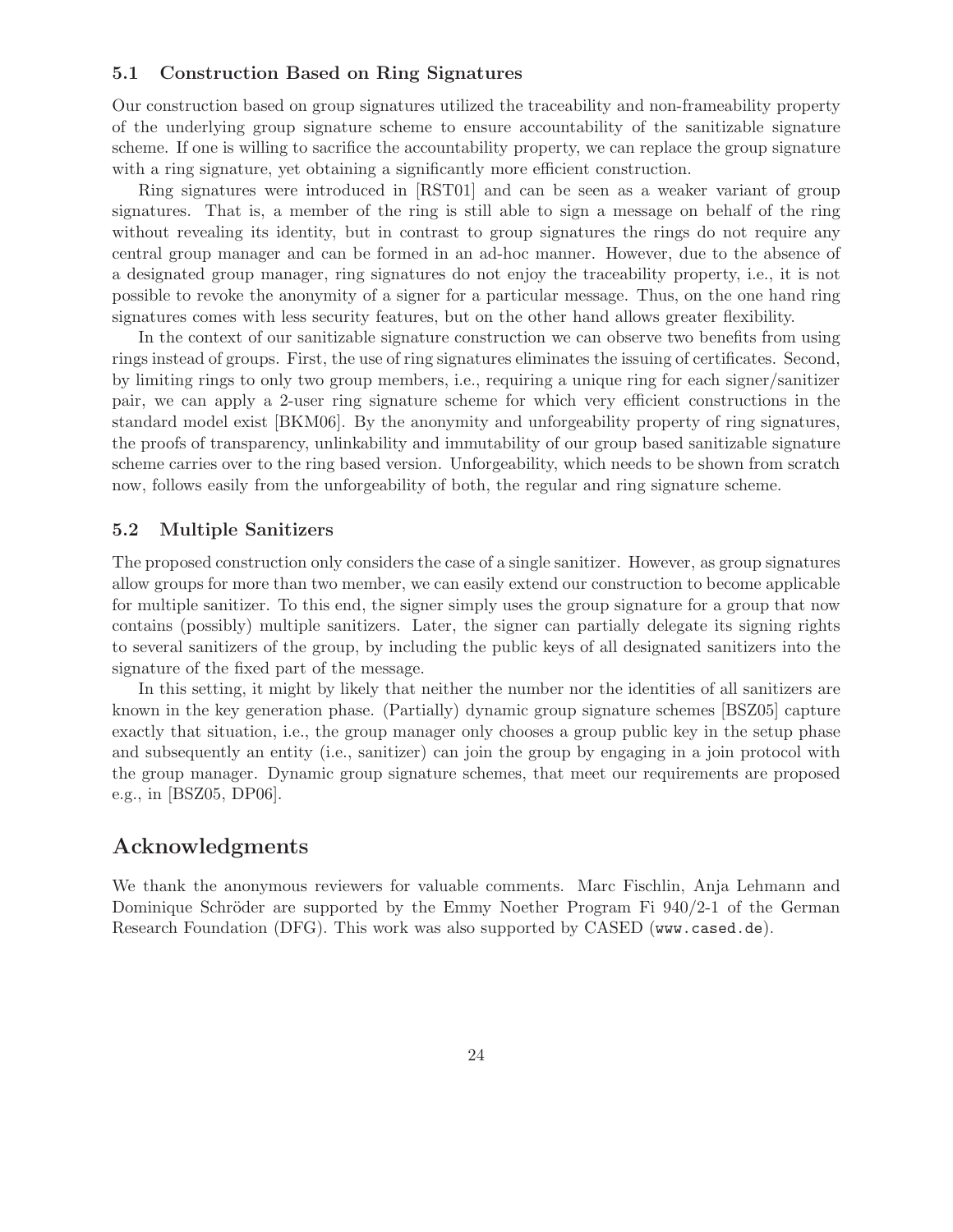### 5.1 Construction Based on Ring Signatures

Our construction based on group signatures utilized the traceability and non-frameability property of the underlying group signature scheme to ensure accountability of the sanitizable signature scheme. If one is willing to sacrifice the accountability property, we can replace the group signature with a ring signature, yet obtaining a significantly more efficient construction.

Ring signatures were introduced in [RST01] and can be seen as a weaker variant of group signatures. That is, a member of the ring is still able to sign a message on behalf of the ring without revealing its identity, but in contrast to group signatures the rings do not require any central group manager and can be formed in an ad-hoc manner. However, due to the absence of a designated group manager, ring signatures do not enjoy the traceability property, i.e., it is not possible to revoke the anonymity of a signer for a particular message. Thus, on the one hand ring signatures comes with less security features, but on the other hand allows greater flexibility.

In the context of our sanitizable signature construction we can observe two benefits from using rings instead of groups. First, the use of ring signatures eliminates the issuing of certificates. Second, by limiting rings to only two group members, i.e., requiring a unique ring for each signer/sanitizer pair, we can apply a 2-user ring signature scheme for which very efficient constructions in the standard model exist [BKM06]. By the anonymity and unforgeability property of ring signatures, the proofs of transparency, unlinkability and immutability of our group based sanitizable signature scheme carries over to the ring based version. Unforgeability, which needs to be shown from scratch now, follows easily from the unforgeability of both, the regular and ring signature scheme.

### 5.2 Multiple Sanitizers

The proposed construction only considers the case of a single sanitizer. However, as group signatures allow groups for more than two member, we can easily extend our construction to become applicable for multiple sanitizer. To this end, the signer simply uses the group signature for a group that now contains (possibly) multiple sanitizers. Later, the signer can partially delegate its signing rights to several sanitizers of the group, by including the public keys of all designated sanitizers into the signature of the fixed part of the message.

In this setting, it might by likely that neither the number nor the identities of all sanitizers are known in the key generation phase. (Partially) dynamic group signature schemes [BSZ05] capture exactly that situation, i.e., the group manager only chooses a group public key in the setup phase and subsequently an entity (i.e., sanitizer) can join the group by engaging in a join protocol with the group manager. Dynamic group signature schemes, that meet our requirements are proposed e.g., in [BSZ05, DP06].

## Acknowledgments

We thank the anonymous reviewers for valuable comments. Marc Fischlin, Anja Lehmann and Dominique Schröder are supported by the Emmy Noether Program Fi 940/2-1 of the German Research Foundation (DFG). This work was also supported by CASED (`www.cased.de`).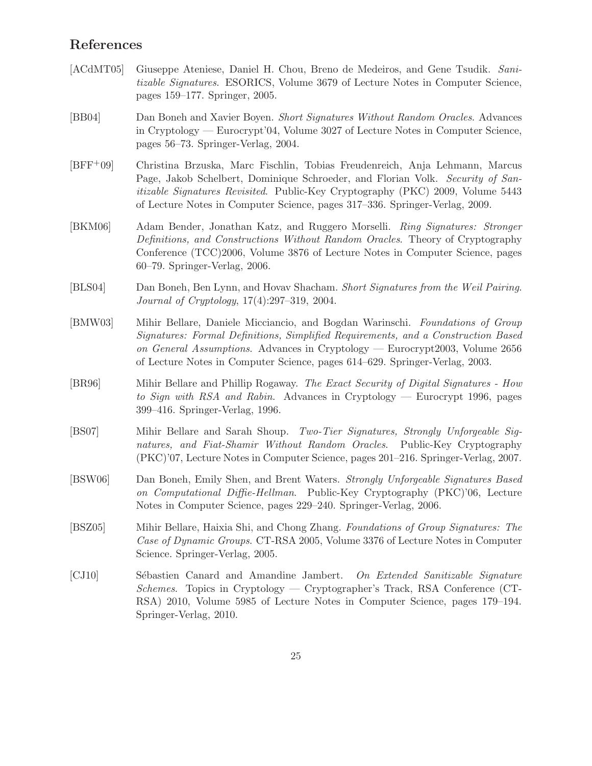## References

[ACdMT05] Giuseppe Ateniese, Daniel H. Chou, Breno de Medeiros, and Gene Tsudik. *Sanitizable Signatures*. ESORICS, Volume 3679 of Lecture Notes in Computer Science, pages 159–177. Springer, 2005.

[BB04] Dan Boneh and Xavier Boyen. *Short Signatures Without Random Oracles*. Advances in Cryptology — Eurocrypt'04, Volume 3027 of Lecture Notes in Computer Science, pages 56–73. Springer-Verlag, 2004.

[BFF+09] Christina Brzuska, Marc Fischlin, Tobias Freudenreich, Anja Lehmann, Marcus Page, Jakob Schelbert, Dominique Schroeder, and Florian Volk. *Security of Sanitizable Signatures Revisited*. Public-Key Cryptography (PKC) 2009, Volume 5443 of Lecture Notes in Computer Science, pages 317–336. Springer-Verlag, 2009.

[BKM06] Adam Bender, Jonathan Katz, and Ruggero Morselli. *Ring Signatures: Stronger Definitions, and Constructions Without Random Oracles*. Theory of Cryptography Conference (TCC)2006, Volume 3876 of Lecture Notes in Computer Science, pages 60–79. Springer-Verlag, 2006.

[BLS04] Dan Boneh, Ben Lynn, and Hovav Shacham. *Short Signatures from the Weil Pairing*. *Journal of Cryptology*, 17(4):297–319, 2004.

[BMW03] Mihir Bellare, Daniele Micciancio, and Bogdan Warinschi. *Foundations of Group Signatures: Formal Definitions, Simplified Requirements, and a Construction Based on General Assumptions*. Advances in Cryptology — Eurocrypt2003, Volume 2656 of Lecture Notes in Computer Science, pages 614–629. Springer-Verlag, 2003.

[BR96] Mihir Bellare and Phillip Rogaway. *The Exact Security of Digital Signatures - How to Sign with RSA and Rabin*. Advances in Cryptology — Eurocrypt 1996, pages 399–416. Springer-Verlag, 1996.

[BS07] Mihir Bellare and Sarah Shoup. *Two-Tier Signatures, Strongly Unforgeable Signatures, and Fiat-Shamir Without Random Oracles*. Public-Key Cryptography (PKC)'07, Lecture Notes in Computer Science, pages 201–216. Springer-Verlag, 2007.

[BSW06] Dan Boneh, Emily Shen, and Brent Waters. *Strongly Unforgeable Signatures Based on Computational Diffie-Hellman*. Public-Key Cryptography (PKC)'06, Lecture Notes in Computer Science, pages 229–240. Springer-Verlag, 2006.

[BSZ05] Mihir Bellare, Haixia Shi, and Chong Zhang. *Foundations of Group Signatures: The Case of Dynamic Groups*. CT-RSA 2005, Volume 3376 of Lecture Notes in Computer Science. Springer-Verlag, 2005.

[CJ10] Sébastien Canard and Amandine Jambert. *On Extended Sanitizable Signature Schemes*. Topics in Cryptology — Cryptographer's Track, RSA Conference (CT-RSA) 2010, Volume 5985 of Lecture Notes in Computer Science, pages 179–194. Springer-Verlag, 2010.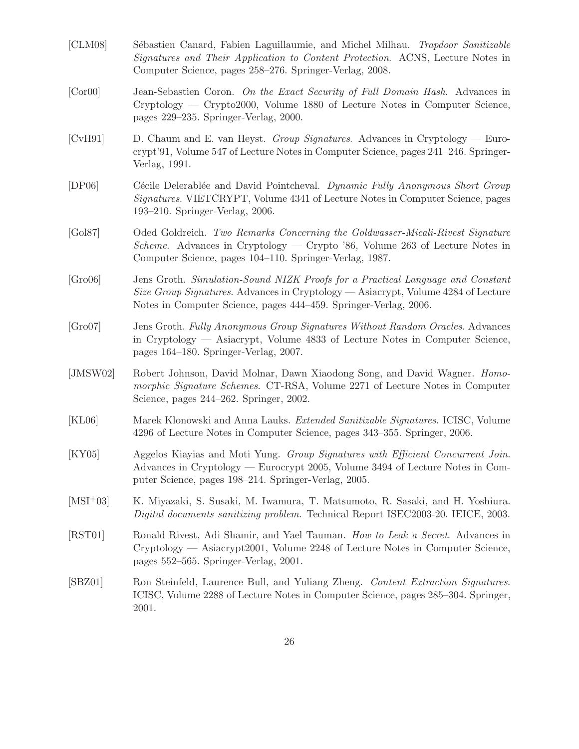[CLM08] Sébastien Canard, Fabien Laguillaumie, and Michel Milhau. *Trapdoor Sanitizable Signatures and Their Application to Content Protection*. ACNS, Lecture Notes in Computer Science, pages 258–276. Springer-Verlag, 2008.

[Cor00] Jean-Sebastien Coron. *On the Exact Security of Full Domain Hash*. Advances in Cryptology — Crypto2000, Volume 1880 of Lecture Notes in Computer Science, pages 229–235. Springer-Verlag, 2000.

[CvH91] D. Chaum and E. van Heyst. *Group Signatures*. Advances in Cryptology — Eurocrypt'91, Volume 547 of Lecture Notes in Computer Science, pages 241–246. Springer-Verlag, 1991.

[DP06] Cécile Delerablée and David Pointcheval. *Dynamic Fully Anonymous Short Group Signatures*. VIETCRYPT, Volume 4341 of Lecture Notes in Computer Science, pages 193–210. Springer-Verlag, 2006.

[Gol87] Oded Goldreich. *Two Remarks Concerning the Goldwasser-Micali-Rivest Signature Scheme*. Advances in Cryptology — Crypto '86, Volume 263 of Lecture Notes in Computer Science, pages 104–110. Springer-Verlag, 1987.

[Gro06] Jens Groth. *Simulation-Sound NIZK Proofs for a Practical Language and Constant Size Group Signatures*. Advances in Cryptology — Asiacrypt, Volume 4284 of Lecture Notes in Computer Science, pages 444–459. Springer-Verlag, 2006.

[Gro07] Jens Groth. *Fully Anonymous Group Signatures Without Random Oracles*. Advances in Cryptology — Asiacrypt, Volume 4833 of Lecture Notes in Computer Science, pages 164–180. Springer-Verlag, 2007.

[JMSW02] Robert Johnson, David Molnar, Dawn Xiaodong Song, and David Wagner. *Homomorphic Signature Schemes*. CT-RSA, Volume 2271 of Lecture Notes in Computer Science, pages 244–262. Springer, 2002.

[KL06] Marek Klonowski and Anna Lauks. *Extended Sanitizable Signatures*. ICISC, Volume 4296 of Lecture Notes in Computer Science, pages 343–355. Springer, 2006.

[KY05] Aggelos Kiayias and Moti Yung. *Group Signatures with Efficient Concurrent Join*. Advances in Cryptology — Eurocrypt 2005, Volume 3494 of Lecture Notes in Computer Science, pages 198–214. Springer-Verlag, 2005.

[MSI+03] K. Miyazaki, S. Susaki, M. Iwamura, T. Matsumoto, R. Sasaki, and H. Yoshiura. *Digital documents sanitizing problem*. Technical Report ISEC2003-20. IEICE, 2003.

[RST01] Ronald Rivest, Adi Shamir, and Yael Tauman. *How to Leak a Secret*. Advances in Cryptology — Asiacrypt2001, Volume 2248 of Lecture Notes in Computer Science, pages 552–565. Springer-Verlag, 2001.

[SBZ01] Ron Steinfeld, Laurence Bull, and Yuliang Zheng. *Content Extraction Signatures*. ICISC, Volume 2288 of Lecture Notes in Computer Science, pages 285–304. Springer, 2001.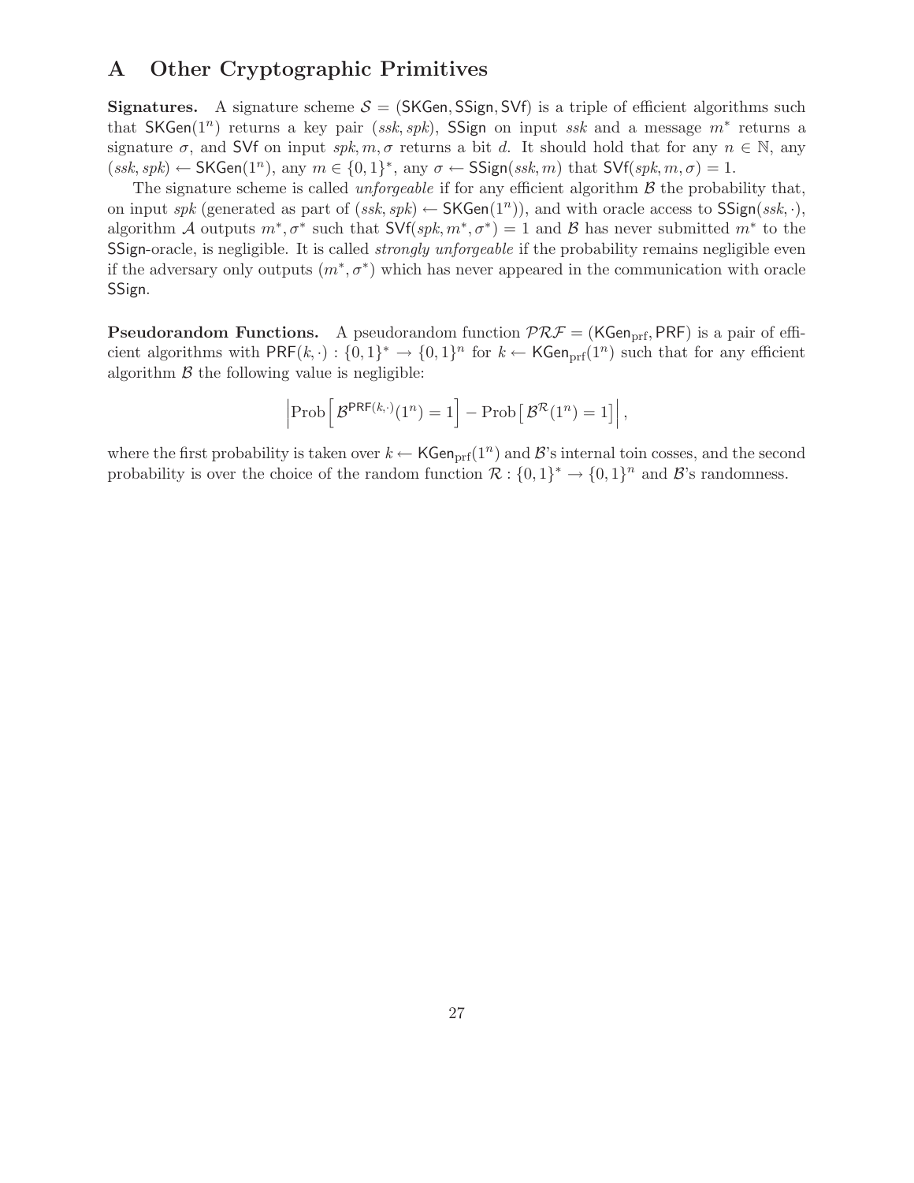# A Other Cryptographic Primitives

**Signatures.** A signature scheme $\mathcal{S} = (\mathsf{SKGen}, \mathsf{SSign}, \mathsf{SVf})$ is a triple of efficient algorithms such that $\mathsf{SKGen}(1^n)$ returns a key pair $(ssk, spk)$, $\mathsf{SSign}$ on input $ssk$ and a message $m^*$ returns a signature $\sigma$, and $\mathsf{SVf}$ on input $spk, m, \sigma$ returns a bit $d$. It should hold that for any $n \in \mathbb{N}$, any $(ssk, spk) \leftarrow \mathsf{SKGen}(1^n)$, any $m \in \{0,1\}^*$, any $\sigma \leftarrow \mathsf{SSign}(ssk, m)$ that $\mathsf{SVf}(spk, m, \sigma) = 1$.

The signature scheme is called *unforgeable* if for any efficient algorithm $\mathcal{B}$ the probability that, on input $spk$ (generated as part of $(ssk, spk) \leftarrow \mathsf{SKGen}(1^n)$), and with oracle access to $\mathsf{SSign}(ssk, \cdot)$, algorithm $\mathcal{A}$ outputs $m^*, \sigma^*$ such that $\mathsf{SVf}(spk, m^*, \sigma^*) = 1$ and $\mathcal{B}$ has never submitted $m^*$ to the $\mathsf{SSign}$-oracle, is negligible. It is called *strongly unforgeable* if the probability remains negligible even if the adversary only outputs $(m^*, \sigma^*)$ which has never appeared in the communication with oracle $\mathsf{SSign}$.

**Pseudorandom Functions.** A pseudorandom function $\mathcal{PRF} = (\mathsf{KGen}_{\mathrm{prf}}, \mathsf{PRF})$ is a pair of efficient algorithms with $\mathsf{PRF}(k, \cdot) : \{0,1\}^* \rightarrow \{0,1\}^n$ for $k \leftarrow \mathsf{KGen}_{\mathrm{prf}}(1^n)$ such that for any efficient algorithm $\mathcal{B}$ the following value is negligible:

$$\left| \mathrm{Prob}\left[ \mathcal{B}^{\mathsf{PRF}(k,\cdot)}(1^n) = 1 \right] - \mathrm{Prob}\left[ \mathcal{B}^{\mathcal{R}}(1^n) = 1 \right] \right|,$$

where the first probability is taken over $k \leftarrow \mathsf{KGen}_{\mathrm{prf}}(1^n)$ and $\mathcal{B}$'s internal toin cosses, and the second probability is over the choice of the random function $\mathcal{R} : \{0,1\}^* \rightarrow \{0,1\}^n$ and $\mathcal{B}$'s randomness.